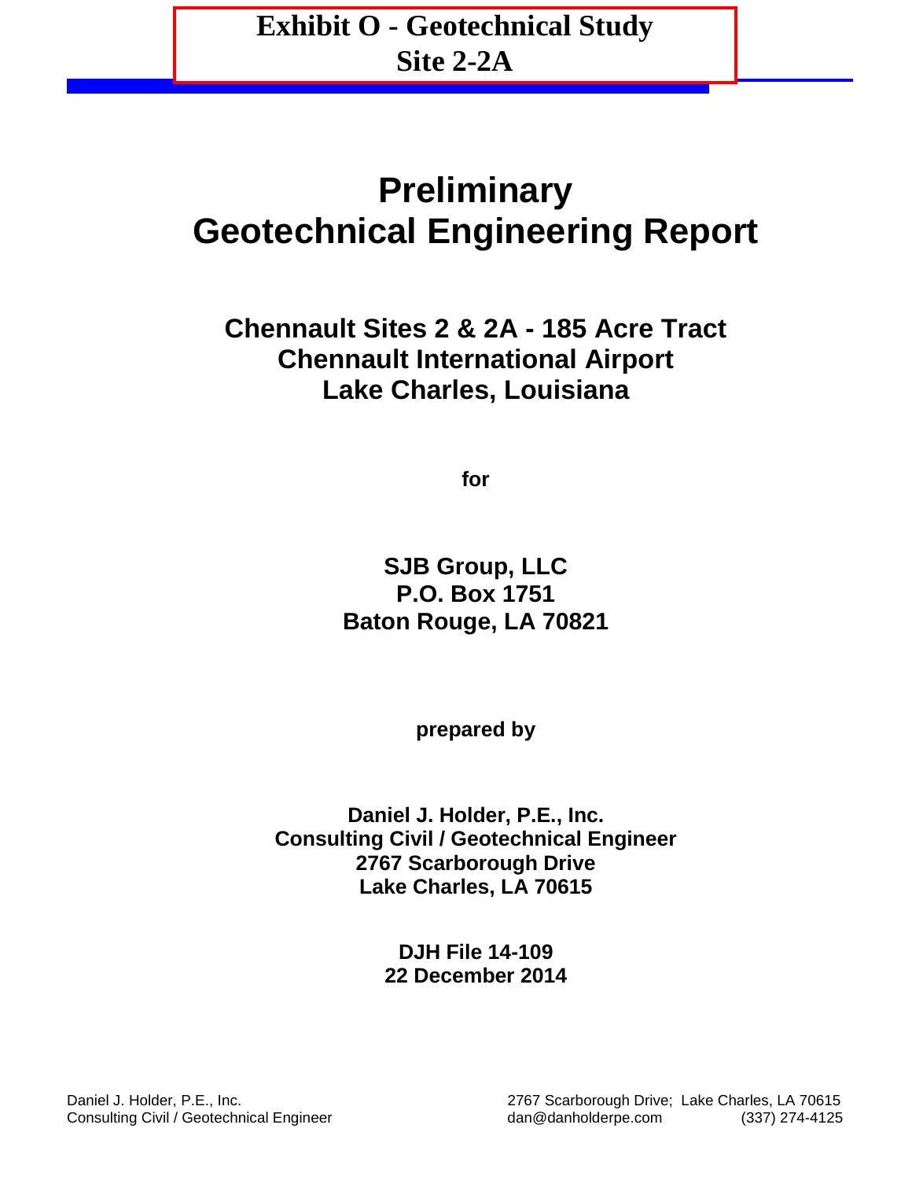**Exhibit O - Geotechnical Study**
**Site 2-2A**

# Preliminary
# Geotechnical Engineering Report

## Chennault Sites 2 & 2A - 185 Acre Tract
## Chennault International Airport
## Lake Charles, Louisiana

**for**

**SJB Group, LLC**
**P.O. Box 1751**
**Baton Rouge, LA 70821**

**prepared by**

**Daniel J. Holder, P.E., Inc.**
**Consulting Civil / Geotechnical Engineer**
**2767 Scarborough Drive**
**Lake Charles, LA 70615**

**DJH File 14-109**
**22 December 2014**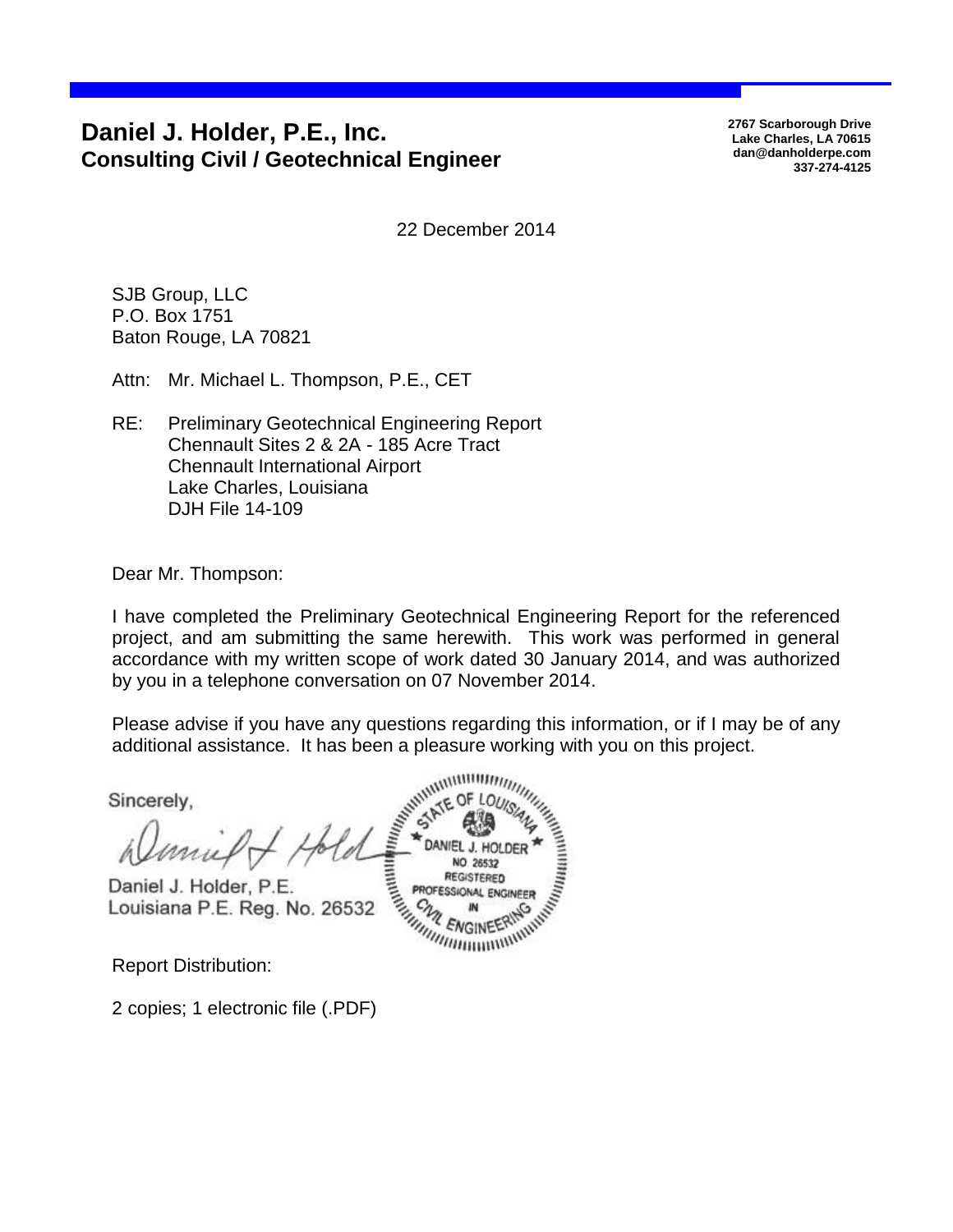# Daniel J. Holder, P.E., Inc.
## Consulting Civil / Geotechnical Engineer

**2767 Scarborough Drive**
**Lake Charles, LA 70615**
**dan@danholderpe.com**
**337-274-4125**

22 December 2014

SJB Group, LLC
P.O. Box 1751
Baton Rouge, LA 70821

Attn: Mr. Michael L. Thompson, P.E., CET

RE: Preliminary Geotechnical Engineering Report
Chennault Sites 2 & 2A - 185 Acre Tract
Chennault International Airport
Lake Charles, Louisiana
DJH File 14-109

Dear Mr. Thompson:

I have completed the Preliminary Geotechnical Engineering Report for the referenced project, and am submitting the same herewith. This work was performed in general accordance with my written scope of work dated 30 January 2014, and was authorized by you in a telephone conversation on 07 November 2014.

Please advise if you have any questions regarding this information, or if I may be of any additional assistance. It has been a pleasure working with you on this project.

Sincerely,

Daniel J. Holder, P.E.
Louisiana P.E. Reg. No. 26532

STATE OF LOUISIANA
DANIEL J. HOLDER
NO 26532
REGISTERED
PROFESSIONAL ENGINEER
IN
CIVIL ENGINEERING

Report Distribution:

2 copies; 1 electronic file (.PDF)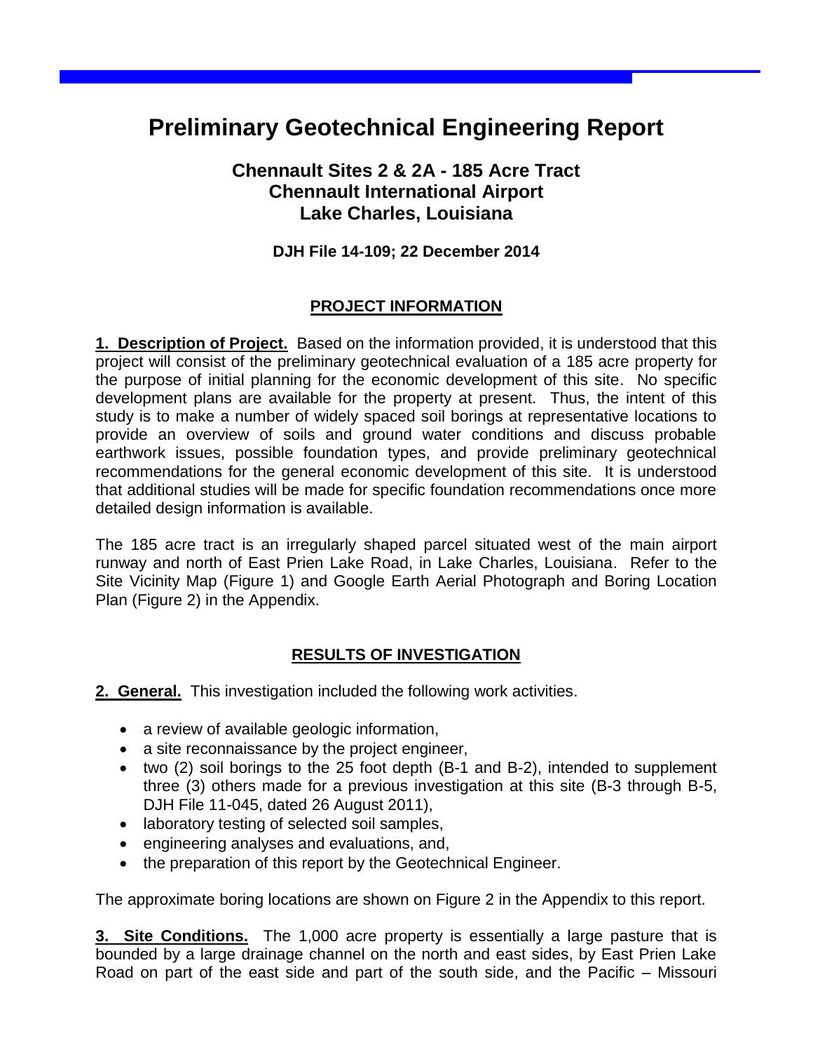# Preliminary Geotechnical Engineering Report

## Chennault Sites 2 & 2A - 185 Acre Tract
## Chennault International Airport
## Lake Charles, Louisiana

**DJH File 14-109; 22 December 2014**

### PROJECT INFORMATION

**1. Description of Project.** Based on the information provided, it is understood that this project will consist of the preliminary geotechnical evaluation of a 185 acre property for the purpose of initial planning for the economic development of this site. No specific development plans are available for the property at present. Thus, the intent of this study is to make a number of widely spaced soil borings at representative locations to provide an overview of soils and ground water conditions and discuss probable earthwork issues, possible foundation types, and provide preliminary geotechnical recommendations for the general economic development of this site. It is understood that additional studies will be made for specific foundation recommendations once more detailed design information is available.

The 185 acre tract is an irregularly shaped parcel situated west of the main airport runway and north of East Prien Lake Road, in Lake Charles, Louisiana. Refer to the Site Vicinity Map (Figure 1) and Google Earth Aerial Photograph and Boring Location Plan (Figure 2) in the Appendix.

### RESULTS OF INVESTIGATION

**2. General.** This investigation included the following work activities.

- a review of available geologic information,
- a site reconnaissance by the project engineer,
- two (2) soil borings to the 25 foot depth (B-1 and B-2), intended to supplement three (3) others made for a previous investigation at this site (B-3 through B-5, DJH File 11-045, dated 26 August 2011),
- laboratory testing of selected soil samples,
- engineering analyses and evaluations, and,
- the preparation of this report by the Geotechnical Engineer.

The approximate boring locations are shown on Figure 2 in the Appendix to this report.

**3. Site Conditions.** The 1,000 acre property is essentially a large pasture that is bounded by a large drainage channel on the north and east sides, by East Prien Lake Road on part of the east side and part of the south side, and the Pacific – Missouri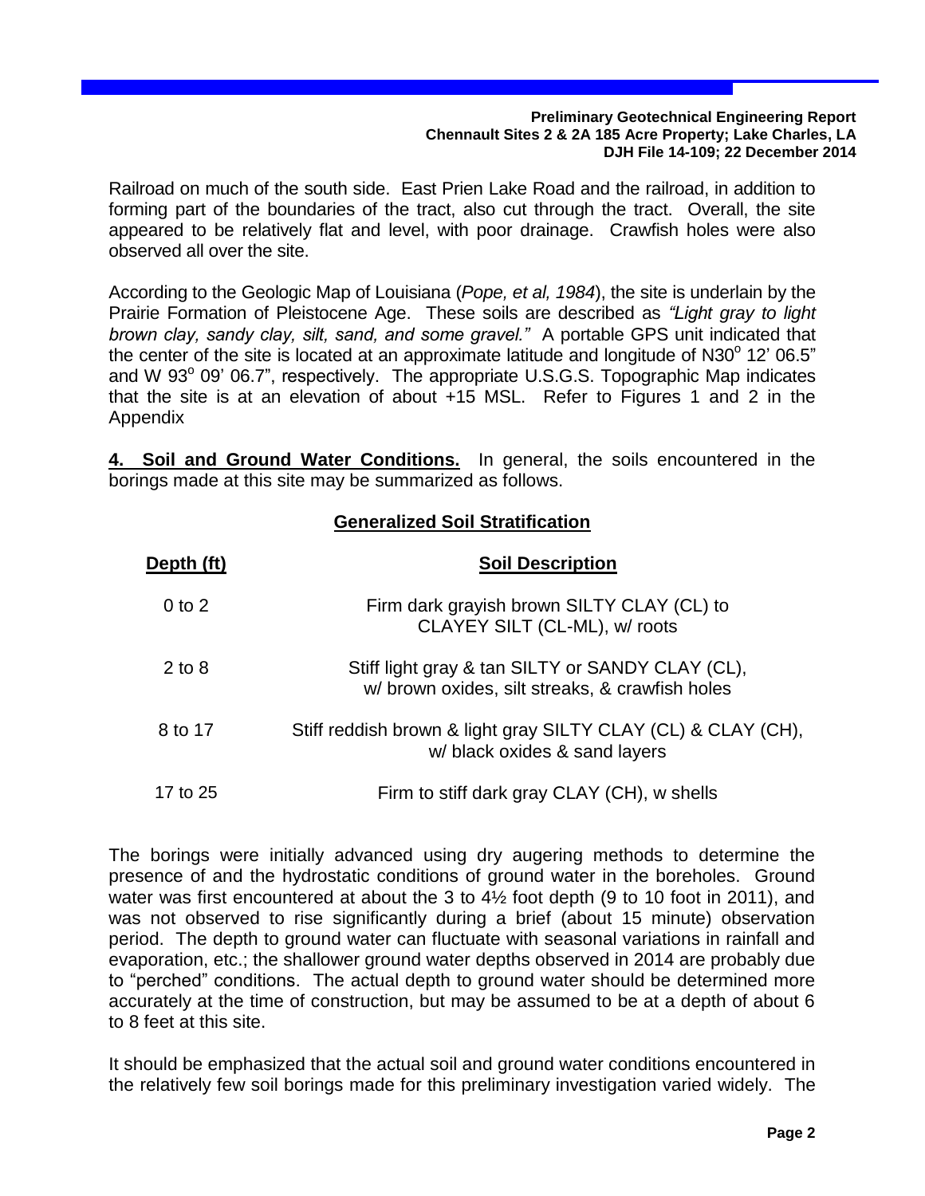Railroad on much of the south side. East Prien Lake Road and the railroad, in addition to forming part of the boundaries of the tract, also cut through the tract. Overall, the site appeared to be relatively flat and level, with poor drainage. Crawfish holes were also observed all over the site.

According to the Geologic Map of Louisiana (*Pope, et al, 1984*), the site is underlain by the Prairie Formation of Pleistocene Age. These soils are described as *"Light gray to light brown clay, sandy clay, silt, sand, and some gravel."* A portable GPS unit indicated that the center of the site is located at an approximate latitude and longitude of N30° 12' 06.5" and W 93° 09' 06.7", respectively. The appropriate U.S.G.S. Topographic Map indicates that the site is at an elevation of about +15 MSL. Refer to Figures 1 and 2 in the Appendix

**4. Soil and Ground Water Conditions.** In general, the soils encountered in the borings made at this site may be summarized as follows.

**Generalized Soil Stratification**

| Depth (ft) | Soil Description |
|---|---|
| 0 to 2 | Firm dark grayish brown SILTY CLAY (CL) to CLAYEY SILT (CL-ML), w/ roots |
| 2 to 8 | Stiff light gray & tan SILTY or SANDY CLAY (CL), w/ brown oxides, silt streaks, & crawfish holes |
| 8 to 17 | Stiff reddish brown & light gray SILTY CLAY (CL) & CLAY (CH), w/ black oxides & sand layers |
| 17 to 25 | Firm to stiff dark gray CLAY (CH), w shells |

The borings were initially advanced using dry augering methods to determine the presence of and the hydrostatic conditions of ground water in the boreholes. Ground water was first encountered at about the 3 to 4½ foot depth (9 to 10 foot in 2011), and was not observed to rise significantly during a brief (about 15 minute) observation period. The depth to ground water can fluctuate with seasonal variations in rainfall and evaporation, etc.; the shallower ground water depths observed in 2014 are probably due to "perched" conditions. The actual depth to ground water should be determined more accurately at the time of construction, but may be assumed to be at a depth of about 6 to 8 feet at this site.

It should be emphasized that the actual soil and ground water conditions encountered in the relatively few soil borings made for this preliminary investigation varied widely. The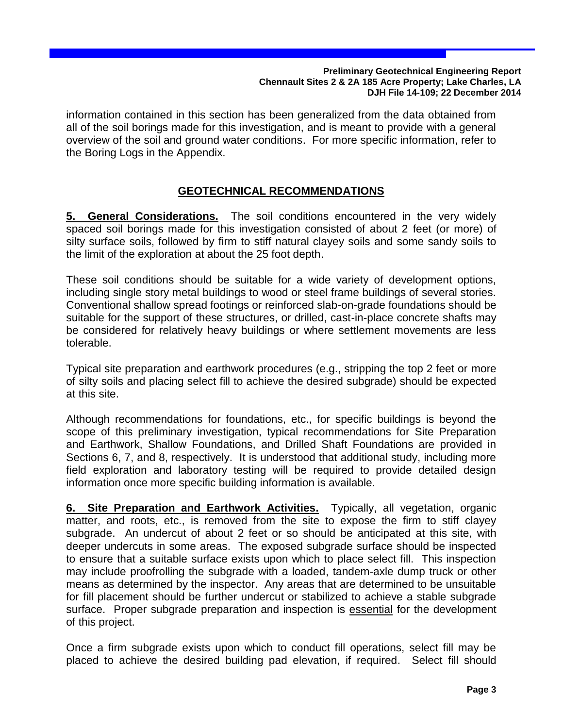information contained in this section has been generalized from the data obtained from all of the soil borings made for this investigation, and is meant to provide with a general overview of the soil and ground water conditions. For more specific information, refer to the Boring Logs in the Appendix.

## GEOTECHNICAL RECOMMENDATIONS

**5. General Considerations.** The soil conditions encountered in the very widely spaced soil borings made for this investigation consisted of about 2 feet (or more) of silty surface soils, followed by firm to stiff natural clayey soils and some sandy soils to the limit of the exploration at about the 25 foot depth.

These soil conditions should be suitable for a wide variety of development options, including single story metal buildings to wood or steel frame buildings of several stories. Conventional shallow spread footings or reinforced slab-on-grade foundations should be suitable for the support of these structures, or drilled, cast-in-place concrete shafts may be considered for relatively heavy buildings or where settlement movements are less tolerable.

Typical site preparation and earthwork procedures (e.g., stripping the top 2 feet or more of silty soils and placing select fill to achieve the desired subgrade) should be expected at this site.

Although recommendations for foundations, etc., for specific buildings is beyond the scope of this preliminary investigation, typical recommendations for Site Preparation and Earthwork, Shallow Foundations, and Drilled Shaft Foundations are provided in Sections 6, 7, and 8, respectively. It is understood that additional study, including more field exploration and laboratory testing will be required to provide detailed design information once more specific building information is available.

**6. Site Preparation and Earthwork Activities.** Typically, all vegetation, organic matter, and roots, etc., is removed from the site to expose the firm to stiff clayey subgrade. An undercut of about 2 feet or so should be anticipated at this site, with deeper undercuts in some areas. The exposed subgrade surface should be inspected to ensure that a suitable surface exists upon which to place select fill. This inspection may include proofrolling the subgrade with a loaded, tandem-axle dump truck or other means as determined by the inspector. Any areas that are determined to be unsuitable for fill placement should be further undercut or stabilized to achieve a stable subgrade surface. Proper subgrade preparation and inspection is essential for the development of this project.

Once a firm subgrade exists upon which to conduct fill operations, select fill may be placed to achieve the desired building pad elevation, if required. Select fill should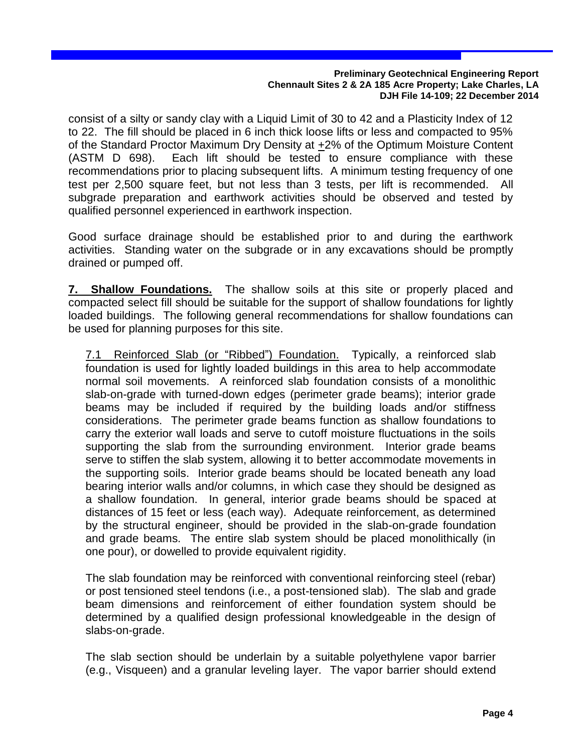consist of a silty or sandy clay with a Liquid Limit of 30 to 42 and a Plasticity Index of 12 to 22. The fill should be placed in 6 inch thick loose lifts or less and compacted to 95% of the Standard Proctor Maximum Dry Density at $\pm$2% of the Optimum Moisture Content (ASTM D 698). Each lift should be tested to ensure compliance with these recommendations prior to placing subsequent lifts. A minimum testing frequency of one test per 2,500 square feet, but not less than 3 tests, per lift is recommended. All subgrade preparation and earthwork activities should be observed and tested by qualified personnel experienced in earthwork inspection.

Good surface drainage should be established prior to and during the earthwork activities. Standing water on the subgrade or in any excavations should be promptly drained or pumped off.

**7. Shallow Foundations.** The shallow soils at this site or properly placed and compacted select fill should be suitable for the support of shallow foundations for lightly loaded buildings. The following general recommendations for shallow foundations can be used for planning purposes for this site.

7.1 Reinforced Slab (or "Ribbed") Foundation. Typically, a reinforced slab foundation is used for lightly loaded buildings in this area to help accommodate normal soil movements. A reinforced slab foundation consists of a monolithic slab-on-grade with turned-down edges (perimeter grade beams); interior grade beams may be included if required by the building loads and/or stiffness considerations. The perimeter grade beams function as shallow foundations to carry the exterior wall loads and serve to cutoff moisture fluctuations in the soils supporting the slab from the surrounding environment. Interior grade beams serve to stiffen the slab system, allowing it to better accommodate movements in the supporting soils. Interior grade beams should be located beneath any load bearing interior walls and/or columns, in which case they should be designed as a shallow foundation. In general, interior grade beams should be spaced at distances of 15 feet or less (each way). Adequate reinforcement, as determined by the structural engineer, should be provided in the slab-on-grade foundation and grade beams. The entire slab system should be placed monolithically (in one pour), or dowelled to provide equivalent rigidity.

The slab foundation may be reinforced with conventional reinforcing steel (rebar) or post tensioned steel tendons (i.e., a post-tensioned slab). The slab and grade beam dimensions and reinforcement of either foundation system should be determined by a qualified design professional knowledgeable in the design of slabs-on-grade.

The slab section should be underlain by a suitable polyethylene vapor barrier (e.g., Visqueen) and a granular leveling layer. The vapor barrier should extend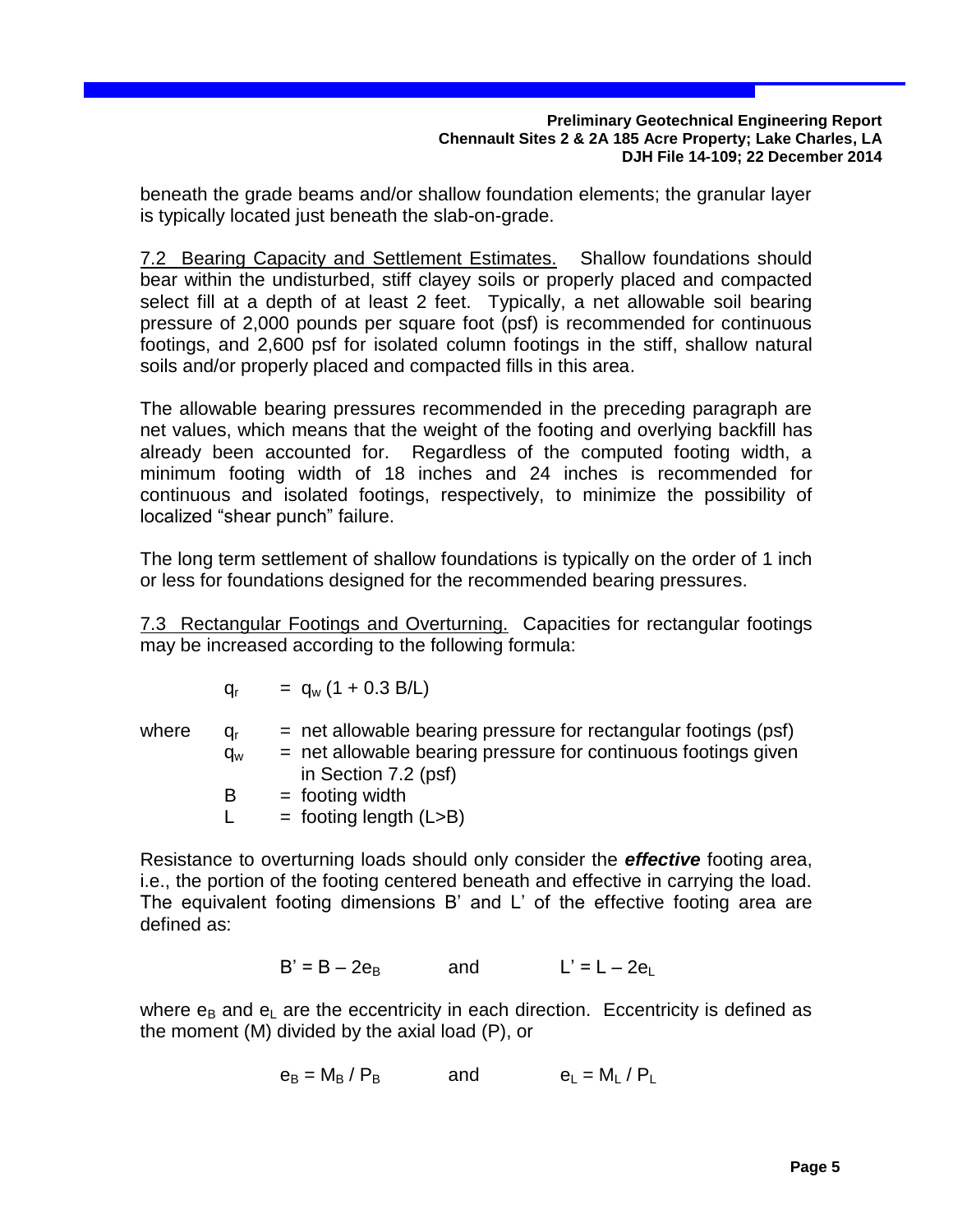beneath the grade beams and/or shallow foundation elements; the granular layer is typically located just beneath the slab-on-grade.

7.2 Bearing Capacity and Settlement Estimates. Shallow foundations should bear within the undisturbed, stiff clayey soils or properly placed and compacted select fill at a depth of at least 2 feet. Typically, a net allowable soil bearing pressure of 2,000 pounds per square foot (psf) is recommended for continuous footings, and 2,600 psf for isolated column footings in the stiff, shallow natural soils and/or properly placed and compacted fills in this area.

The allowable bearing pressures recommended in the preceding paragraph are net values, which means that the weight of the footing and overlying backfill has already been accounted for. Regardless of the computed footing width, a minimum footing width of 18 inches and 24 inches is recommended for continuous and isolated footings, respectively, to minimize the possibility of localized "shear punch" failure.

The long term settlement of shallow foundations is typically on the order of 1 inch or less for foundations designed for the recommended bearing pressures.

7.3 Rectangular Footings and Overturning. Capacities for rectangular footings may be increased according to the following formula:

$$q_r = q_w (1 + 0.3 B/L)$$

where
- $q_r$ = net allowable bearing pressure for rectangular footings (psf)
- $q_w$ = net allowable bearing pressure for continuous footings given in Section 7.2 (psf)
- $B$ = footing width
- $L$ = footing length ($L>B$)

Resistance to overturning loads should only consider the ***effective*** footing area, i.e., the portion of the footing centered beneath and effective in carrying the load. The equivalent footing dimensions B' and L' of the effective footing area are defined as:

$$B' = B - 2e_B \qquad \text{and} \qquad L' = L - 2e_L$$

where $e_B$ and $e_L$ are the eccentricity in each direction. Eccentricity is defined as the moment (M) divided by the axial load (P), or

$$e_B = M_B / P_B \qquad \text{and} \qquad e_L = M_L / P_L$$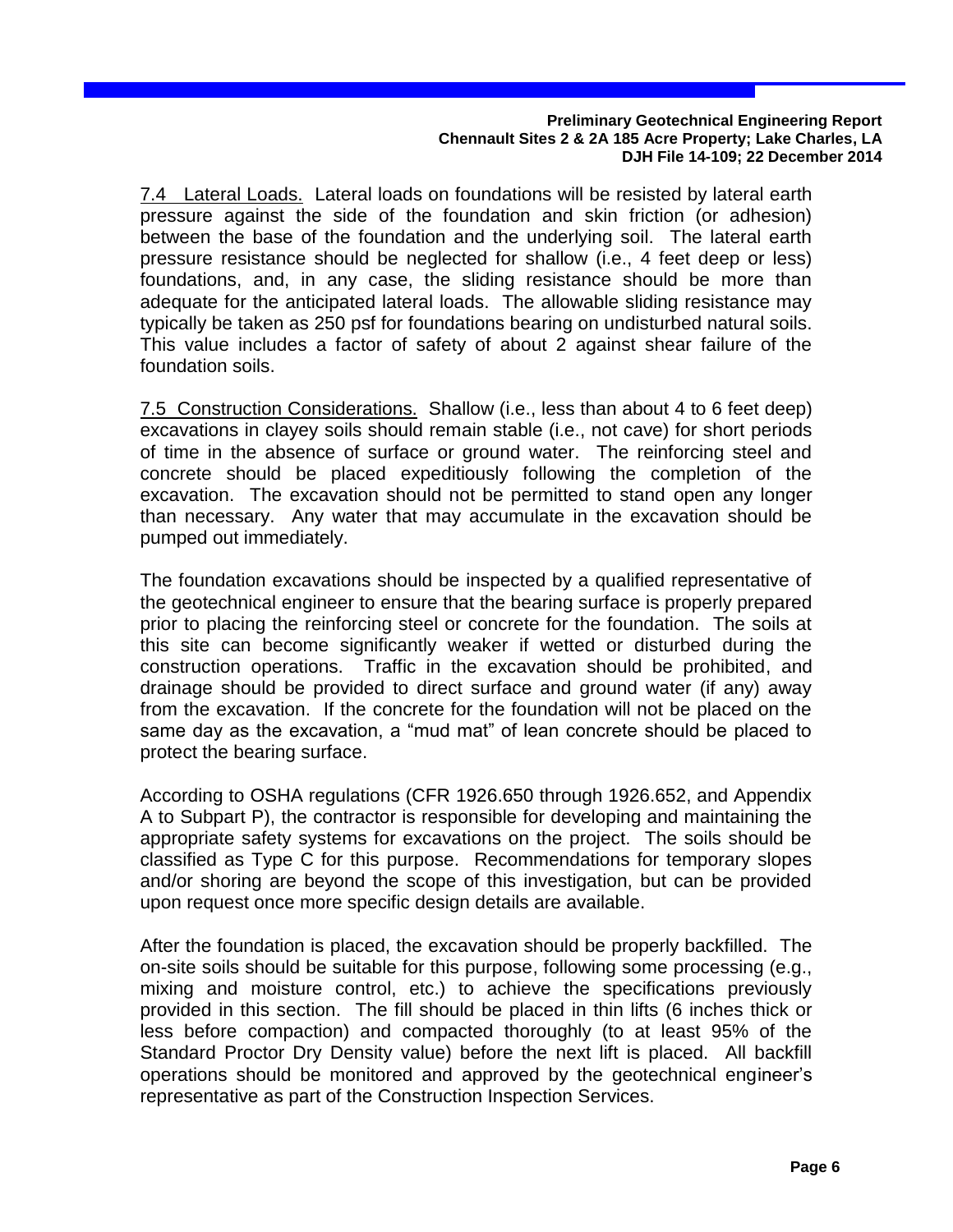7.4 Lateral Loads. Lateral loads on foundations will be resisted by lateral earth pressure against the side of the foundation and skin friction (or adhesion) between the base of the foundation and the underlying soil. The lateral earth pressure resistance should be neglected for shallow (i.e., 4 feet deep or less) foundations, and, in any case, the sliding resistance should be more than adequate for the anticipated lateral loads. The allowable sliding resistance may typically be taken as 250 psf for foundations bearing on undisturbed natural soils. This value includes a factor of safety of about 2 against shear failure of the foundation soils.

7.5 Construction Considerations. Shallow (i.e., less than about 4 to 6 feet deep) excavations in clayey soils should remain stable (i.e., not cave) for short periods of time in the absence of surface or ground water. The reinforcing steel and concrete should be placed expeditiously following the completion of the excavation. The excavation should not be permitted to stand open any longer than necessary. Any water that may accumulate in the excavation should be pumped out immediately.

The foundation excavations should be inspected by a qualified representative of the geotechnical engineer to ensure that the bearing surface is properly prepared prior to placing the reinforcing steel or concrete for the foundation. The soils at this site can become significantly weaker if wetted or disturbed during the construction operations. Traffic in the excavation should be prohibited, and drainage should be provided to direct surface and ground water (if any) away from the excavation. If the concrete for the foundation will not be placed on the same day as the excavation, a "mud mat" of lean concrete should be placed to protect the bearing surface.

According to OSHA regulations (CFR 1926.650 through 1926.652, and Appendix A to Subpart P), the contractor is responsible for developing and maintaining the appropriate safety systems for excavations on the project. The soils should be classified as Type C for this purpose. Recommendations for temporary slopes and/or shoring are beyond the scope of this investigation, but can be provided upon request once more specific design details are available.

After the foundation is placed, the excavation should be properly backfilled. The on-site soils should be suitable for this purpose, following some processing (e.g., mixing and moisture control, etc.) to achieve the specifications previously provided in this section. The fill should be placed in thin lifts (6 inches thick or less before compaction) and compacted thoroughly (to at least 95% of the Standard Proctor Dry Density value) before the next lift is placed. All backfill operations should be monitored and approved by the geotechnical engineer's representative as part of the Construction Inspection Services.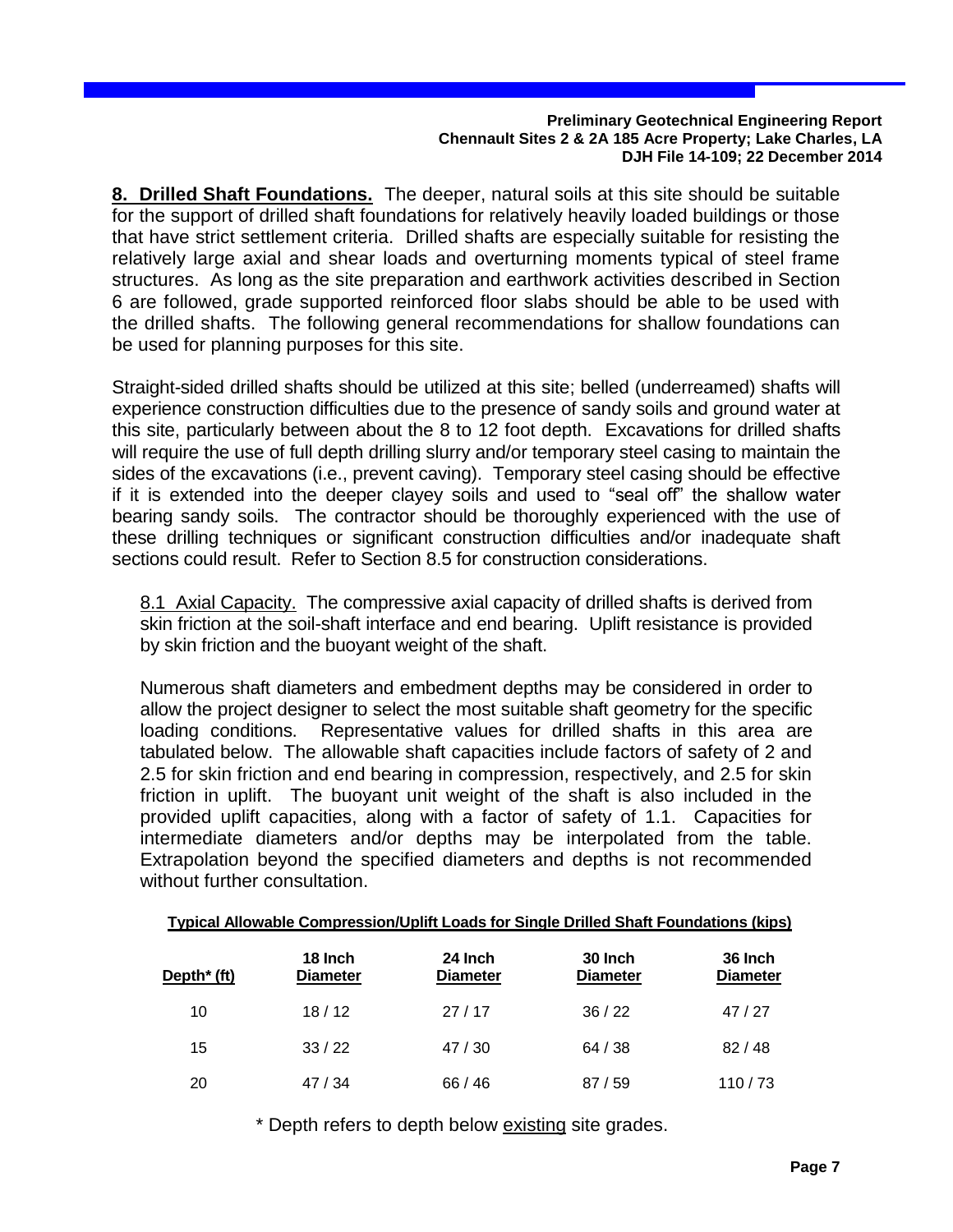**8. Drilled Shaft Foundations.** The deeper, natural soils at this site should be suitable for the support of drilled shaft foundations for relatively heavily loaded buildings or those that have strict settlement criteria. Drilled shafts are especially suitable for resisting the relatively large axial and shear loads and overturning moments typical of steel frame structures. As long as the site preparation and earthwork activities described in Section 6 are followed, grade supported reinforced floor slabs should be able to be used with the drilled shafts. The following general recommendations for shallow foundations can be used for planning purposes for this site.

Straight-sided drilled shafts should be utilized at this site; belled (underreamed) shafts will experience construction difficulties due to the presence of sandy soils and ground water at this site, particularly between about the 8 to 12 foot depth. Excavations for drilled shafts will require the use of full depth drilling slurry and/or temporary steel casing to maintain the sides of the excavations (i.e., prevent caving). Temporary steel casing should be effective if it is extended into the deeper clayey soils and used to "seal off" the shallow water bearing sandy soils. The contractor should be thoroughly experienced with the use of these drilling techniques or significant construction difficulties and/or inadequate shaft sections could result. Refer to Section 8.5 for construction considerations.

8.1 Axial Capacity. The compressive axial capacity of drilled shafts is derived from skin friction at the soil-shaft interface and end bearing. Uplift resistance is provided by skin friction and the buoyant weight of the shaft.

Numerous shaft diameters and embedment depths may be considered in order to allow the project designer to select the most suitable shaft geometry for the specific loading conditions. Representative values for drilled shafts in this area are tabulated below. The allowable shaft capacities include factors of safety of 2 and 2.5 for skin friction and end bearing in compression, respectively, and 2.5 for skin friction in uplift. The buoyant unit weight of the shaft is also included in the provided uplift capacities, along with a factor of safety of 1.1. Capacities for intermediate diameters and/or depths may be interpolated from the table. Extrapolation beyond the specified diameters and depths is not recommended without further consultation.

**Typical Allowable Compression/Uplift Loads for Single Drilled Shaft Foundations (kips)**

| Depth* (ft) | 18 Inch Diameter | 24 Inch Diameter | 30 Inch Diameter | 36 Inch Diameter |
|---|---|---|---|---|
| 10 | 18 / 12 | 27 / 17 | 36 / 22 | 47 / 27 |
| 15 | 33 / 22 | 47 / 30 | 64 / 38 | 82 / 48 |
| 20 | 47 / 34 | 66 / 46 | 87 / 59 | 110 / 73 |

\* Depth refers to depth below existing site grades.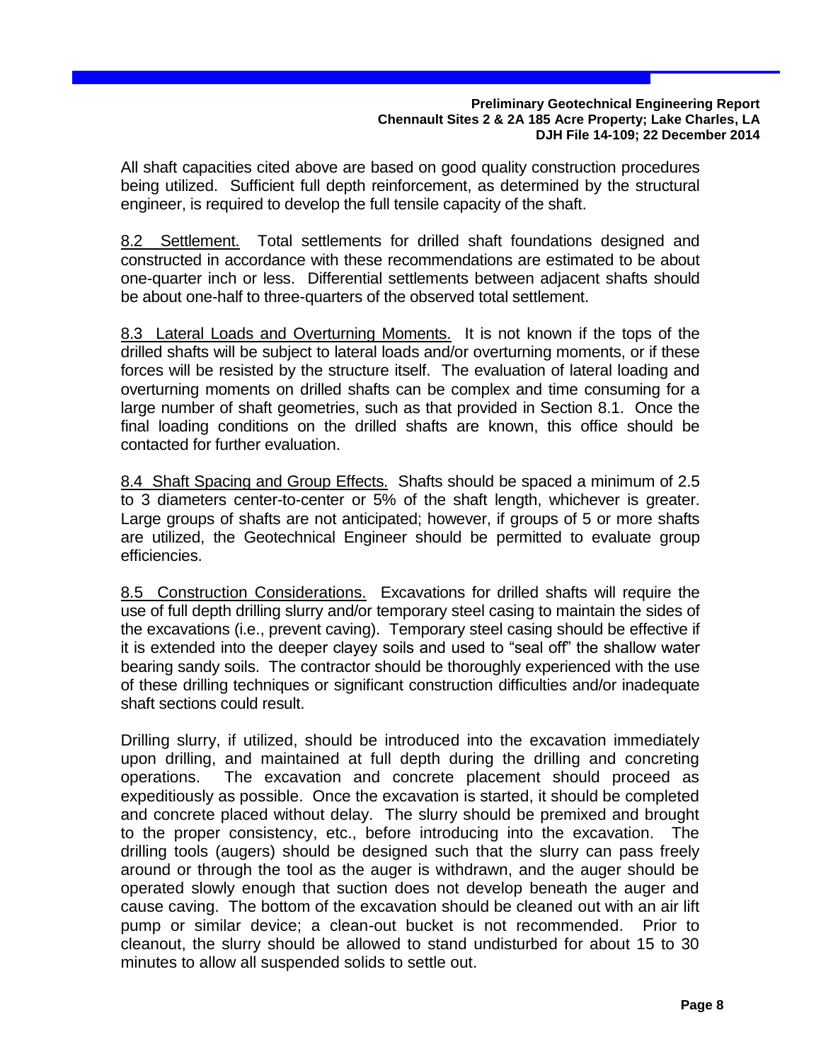All shaft capacities cited above are based on good quality construction procedures being utilized. Sufficient full depth reinforcement, as determined by the structural engineer, is required to develop the full tensile capacity of the shaft.

8.2 Settlement. Total settlements for drilled shaft foundations designed and constructed in accordance with these recommendations are estimated to be about one-quarter inch or less. Differential settlements between adjacent shafts should be about one-half to three-quarters of the observed total settlement.

8.3 Lateral Loads and Overturning Moments. It is not known if the tops of the drilled shafts will be subject to lateral loads and/or overturning moments, or if these forces will be resisted by the structure itself. The evaluation of lateral loading and overturning moments on drilled shafts can be complex and time consuming for a large number of shaft geometries, such as that provided in Section 8.1. Once the final loading conditions on the drilled shafts are known, this office should be contacted for further evaluation.

8.4 Shaft Spacing and Group Effects. Shafts should be spaced a minimum of 2.5 to 3 diameters center-to-center or 5% of the shaft length, whichever is greater. Large groups of shafts are not anticipated; however, if groups of 5 or more shafts are utilized, the Geotechnical Engineer should be permitted to evaluate group efficiencies.

8.5 Construction Considerations. Excavations for drilled shafts will require the use of full depth drilling slurry and/or temporary steel casing to maintain the sides of the excavations (i.e., prevent caving). Temporary steel casing should be effective if it is extended into the deeper clayey soils and used to "seal off" the shallow water bearing sandy soils. The contractor should be thoroughly experienced with the use of these drilling techniques or significant construction difficulties and/or inadequate shaft sections could result.

Drilling slurry, if utilized, should be introduced into the excavation immediately upon drilling, and maintained at full depth during the drilling and concreting operations. The excavation and concrete placement should proceed as expeditiously as possible. Once the excavation is started, it should be completed and concrete placed without delay. The slurry should be premixed and brought to the proper consistency, etc., before introducing into the excavation. The drilling tools (augers) should be designed such that the slurry can pass freely around or through the tool as the auger is withdrawn, and the auger should be operated slowly enough that suction does not develop beneath the auger and cause caving. The bottom of the excavation should be cleaned out with an air lift pump or similar device; a clean-out bucket is not recommended. Prior to cleanout, the slurry should be allowed to stand undisturbed for about 15 to 30 minutes to allow all suspended solids to settle out.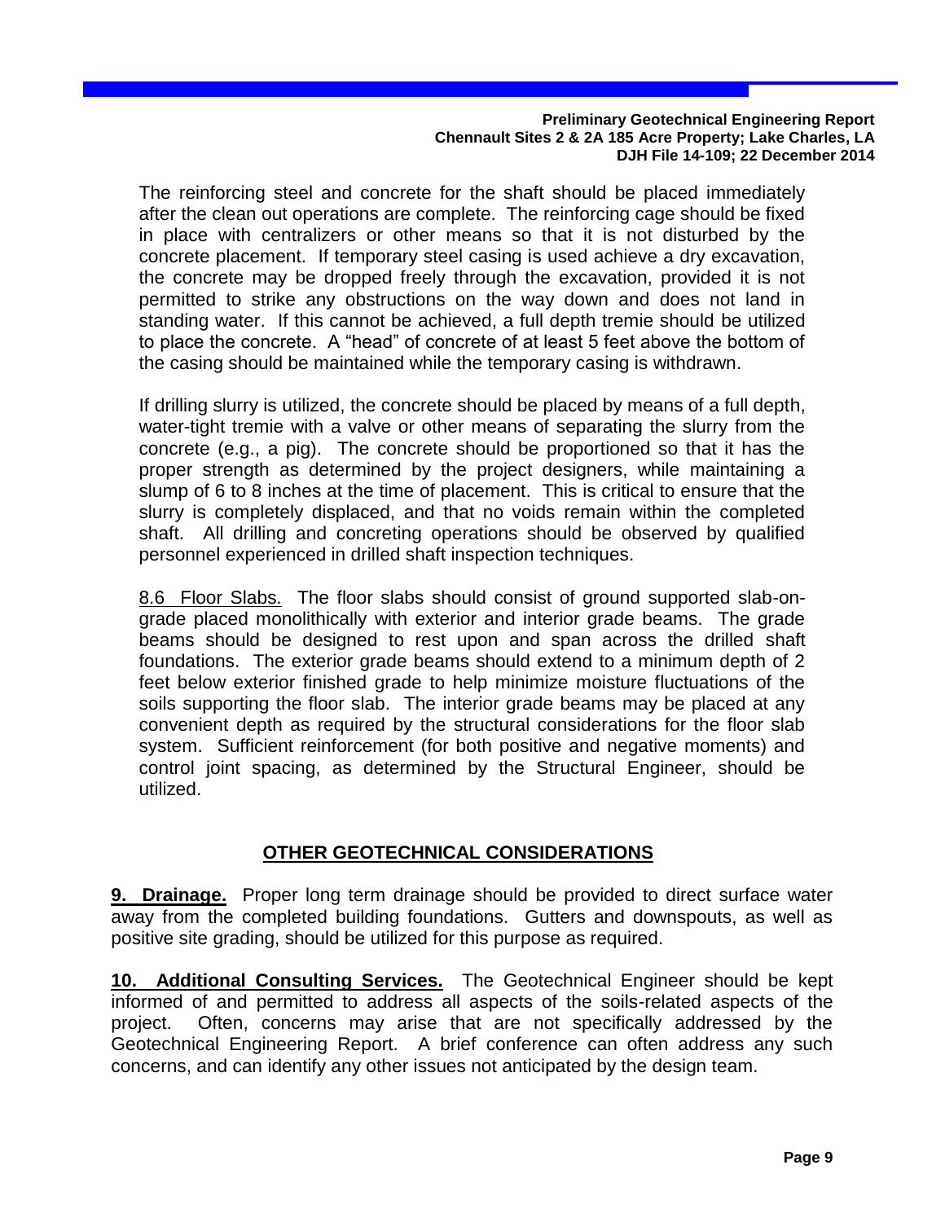The reinforcing steel and concrete for the shaft should be placed immediately after the clean out operations are complete. The reinforcing cage should be fixed in place with centralizers or other means so that it is not disturbed by the concrete placement. If temporary steel casing is used achieve a dry excavation, the concrete may be dropped freely through the excavation, provided it is not permitted to strike any obstructions on the way down and does not land in standing water. If this cannot be achieved, a full depth tremie should be utilized to place the concrete. A "head" of concrete of at least 5 feet above the bottom of the casing should be maintained while the temporary casing is withdrawn.

If drilling slurry is utilized, the concrete should be placed by means of a full depth, water-tight tremie with a valve or other means of separating the slurry from the concrete (e.g., a pig). The concrete should be proportioned so that it has the proper strength as determined by the project designers, while maintaining a slump of 6 to 8 inches at the time of placement. This is critical to ensure that the slurry is completely displaced, and that no voids remain within the completed shaft. All drilling and concreting operations should be observed by qualified personnel experienced in drilled shaft inspection techniques.

8.6 Floor Slabs. The floor slabs should consist of ground supported slab-on-grade placed monolithically with exterior and interior grade beams. The grade beams should be designed to rest upon and span across the drilled shaft foundations. The exterior grade beams should extend to a minimum depth of 2 feet below exterior finished grade to help minimize moisture fluctuations of the soils supporting the floor slab. The interior grade beams may be placed at any convenient depth as required by the structural considerations for the floor slab system. Sufficient reinforcement (for both positive and negative moments) and control joint spacing, as determined by the Structural Engineer, should be utilized.

## OTHER GEOTECHNICAL CONSIDERATIONS

**9. Drainage.** Proper long term drainage should be provided to direct surface water away from the completed building foundations. Gutters and downspouts, as well as positive site grading, should be utilized for this purpose as required.

**10. Additional Consulting Services.** The Geotechnical Engineer should be kept informed of and permitted to address all aspects of the soils-related aspects of the project. Often, concerns may arise that are not specifically addressed by the Geotechnical Engineering Report. A brief conference can often address any such concerns, and can identify any other issues not anticipated by the design team.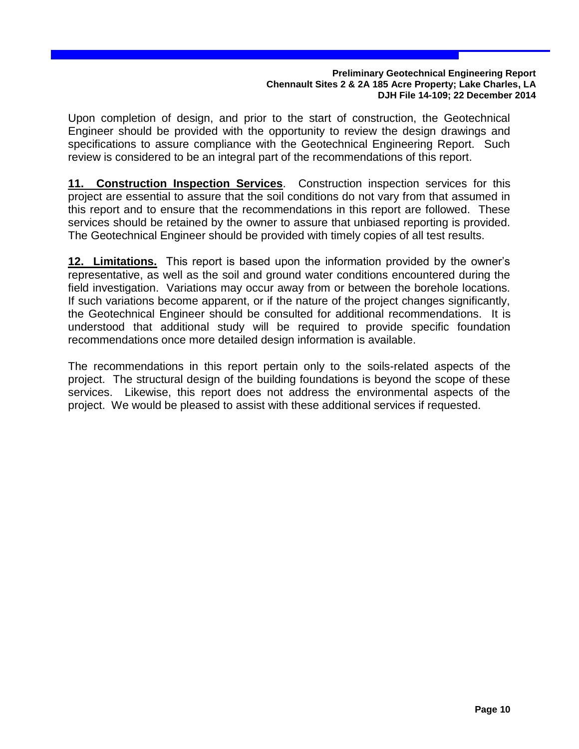Upon completion of design, and prior to the start of construction, the Geotechnical Engineer should be provided with the opportunity to review the design drawings and specifications to assure compliance with the Geotechnical Engineering Report. Such review is considered to be an integral part of the recommendations of this report.

**11. Construction Inspection Services**. Construction inspection services for this project are essential to assure that the soil conditions do not vary from that assumed in this report and to ensure that the recommendations in this report are followed. These services should be retained by the owner to assure that unbiased reporting is provided. The Geotechnical Engineer should be provided with timely copies of all test results.

**12. Limitations.** This report is based upon the information provided by the owner's representative, as well as the soil and ground water conditions encountered during the field investigation. Variations may occur away from or between the borehole locations. If such variations become apparent, or if the nature of the project changes significantly, the Geotechnical Engineer should be consulted for additional recommendations. It is understood that additional study will be required to provide specific foundation recommendations once more detailed design information is available.

The recommendations in this report pertain only to the soils-related aspects of the project. The structural design of the building foundations is beyond the scope of these services. Likewise, this report does not address the environmental aspects of the project. We would be pleased to assist with these additional services if requested.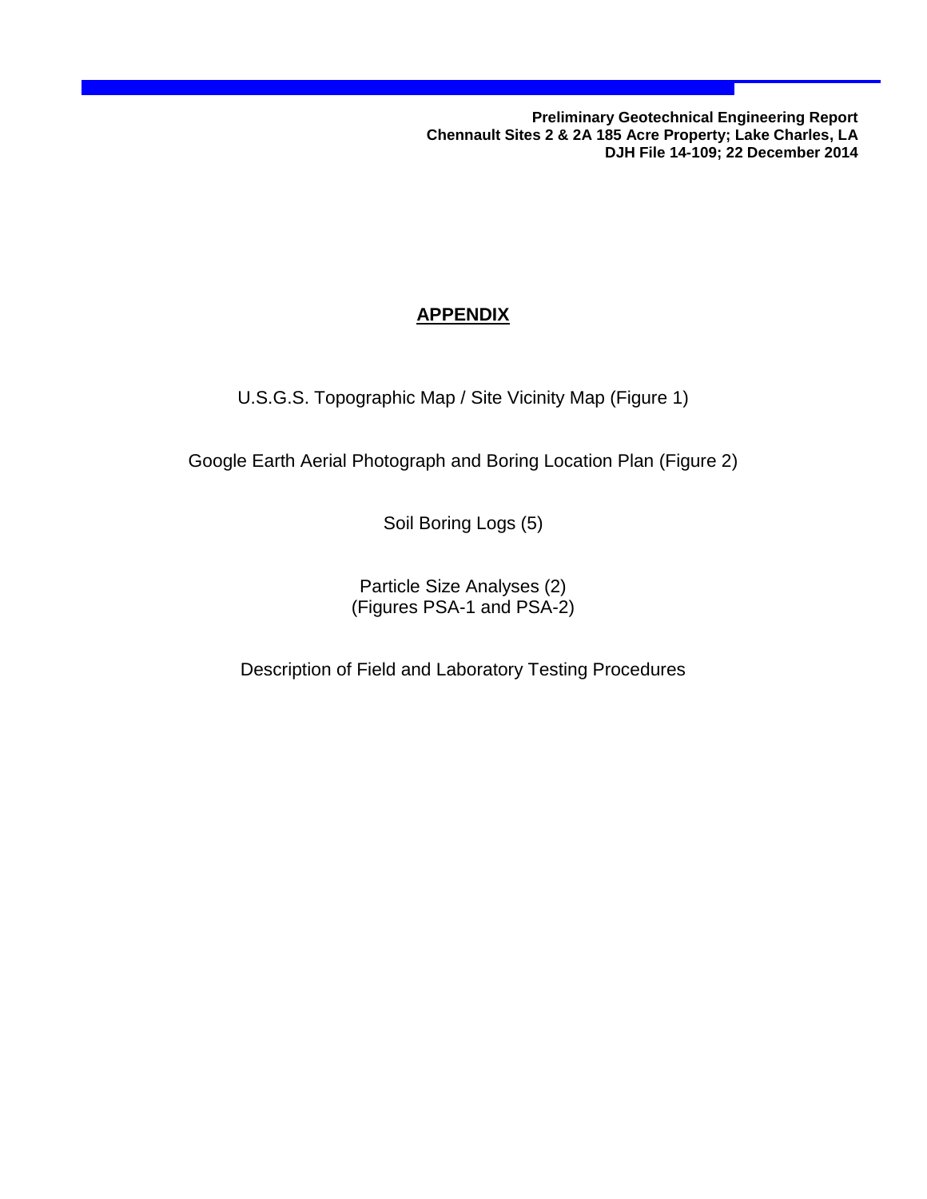## APPENDIX

U.S.G.S. Topographic Map / Site Vicinity Map (Figure 1)

Google Earth Aerial Photograph and Boring Location Plan (Figure 2)

Soil Boring Logs (5)

Particle Size Analyses (2)
(Figures PSA-1 and PSA-2)

Description of Field and Laboratory Testing Procedures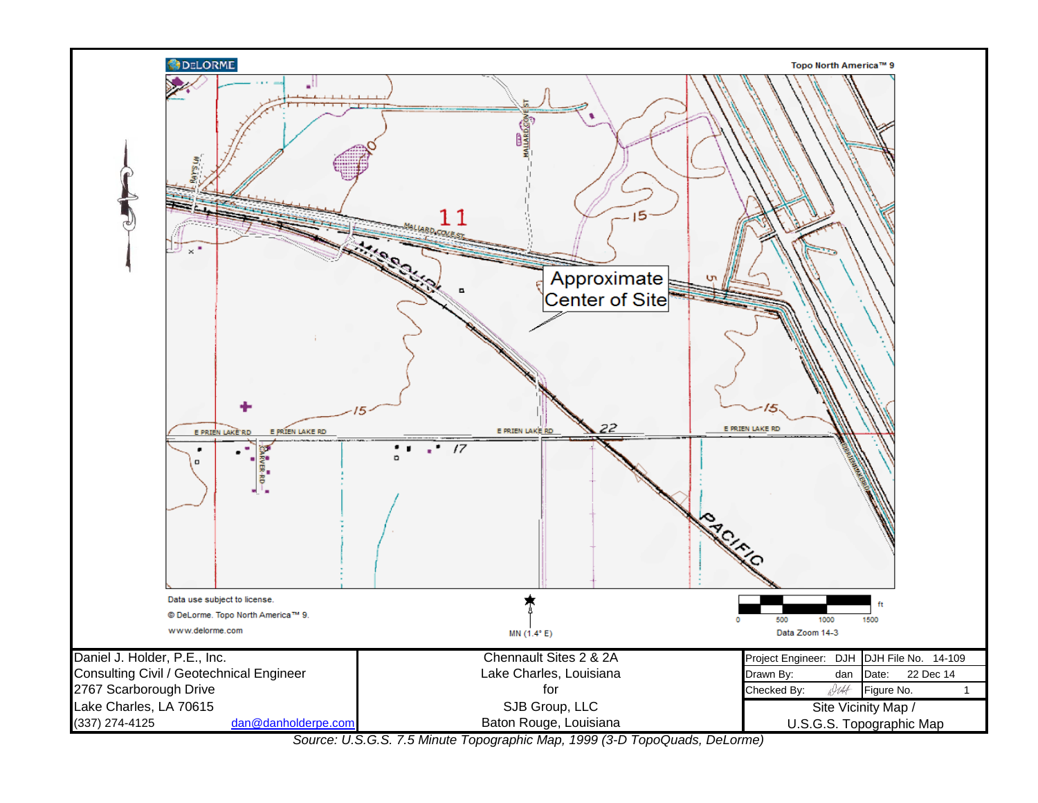DeLORME

Topo North America™ 9

Approximate Center of Site

Data use subject to license.

© DeLorme. Topo North America™ 9.

www.delorme.com

MN (1.4° E)

0 500 1000 1500 ft

Data Zoom 14-3

| Daniel J. Holder, P.E., Inc. | Chennault Sites 2 & 2A | Project Engineer: DJH | DJH File No. 14-109 |
|---|---|---|---|
| Consulting Civil / Geotechnical Engineer | Lake Charles, Louisiana | Drawn By: dan | Date: 22 Dec 14 |
| 2767 Scarborough Drive | for | Checked By: | Figure No. 1 |
| Lake Charles, LA 70615 | SJB Group, LLC | Site Vicinity Map / | |
| (337) 274-4125 dan@danholderpe.com | Baton Rouge, Louisiana | U.S.G.S. Topographic Map | |

*Source: U.S.G.S. 7.5 Minute Topographic Map, 1999 (3-D TopoQuads, DeLorme)*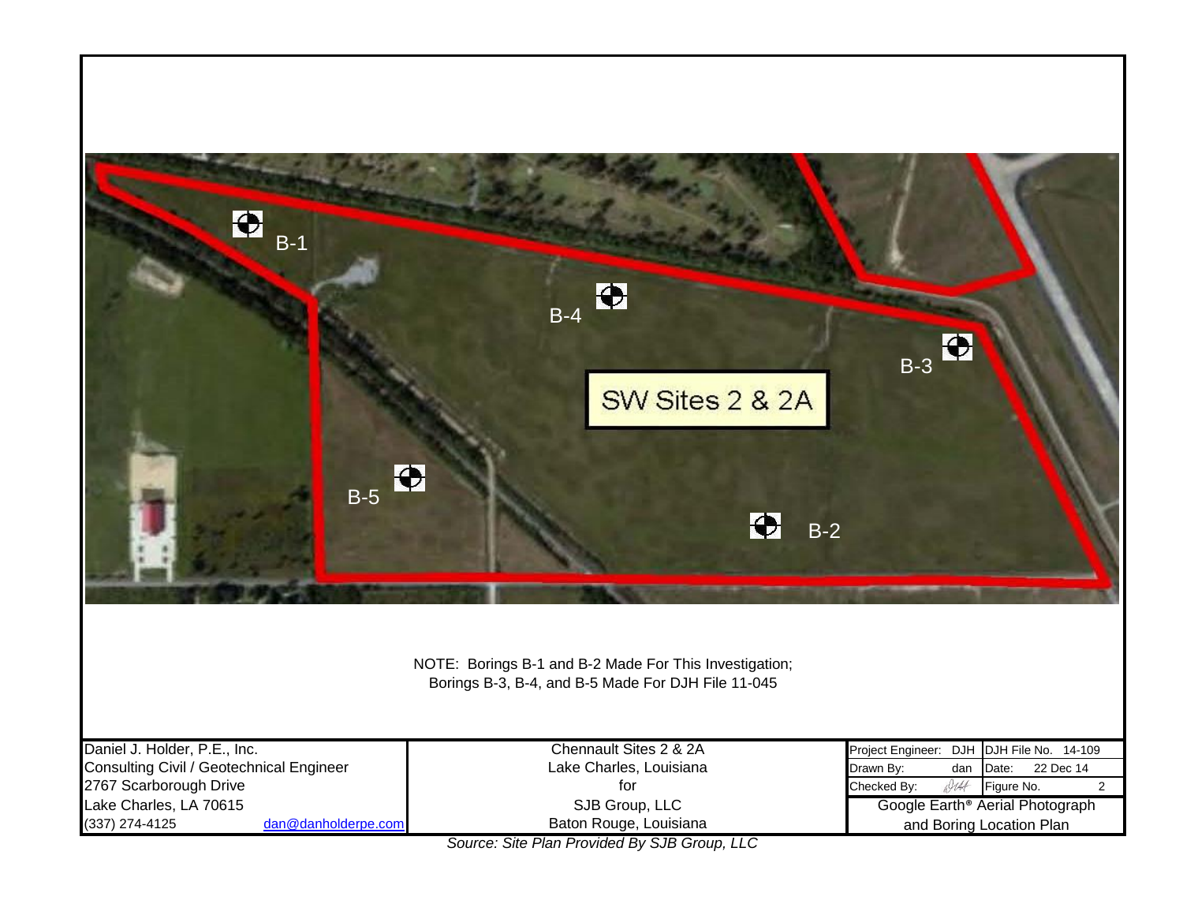B-1

B-4

B-3

SW Sites 2 & 2A

B-5

B-2

NOTE: Borings B-1 and B-2 Made For This Investigation;
Borings B-3, B-4, and B-5 Made For DJH File 11-045

| Daniel J. Holder, P.E., Inc. | Chennault Sites 2 & 2A | Project Engineer: DJH | DJH File No. 14-109 |
|---|---|---|---|
| Consulting Civil / Geotechnical Engineer | Lake Charles, Louisiana | Drawn By: dan | Date: 22 Dec 14 |
| 2767 Scarborough Drive | for | Checked By: DJH | Figure No. 2 |
| Lake Charles, LA 70615 | SJB Group, LLC | Google Earth® Aerial Photograph | |
| (337) 274-4125 dan@danholderpe.com | Baton Rouge, Louisiana | and Boring Location Plan | |

*Source: Site Plan Provided By SJB Group, LLC*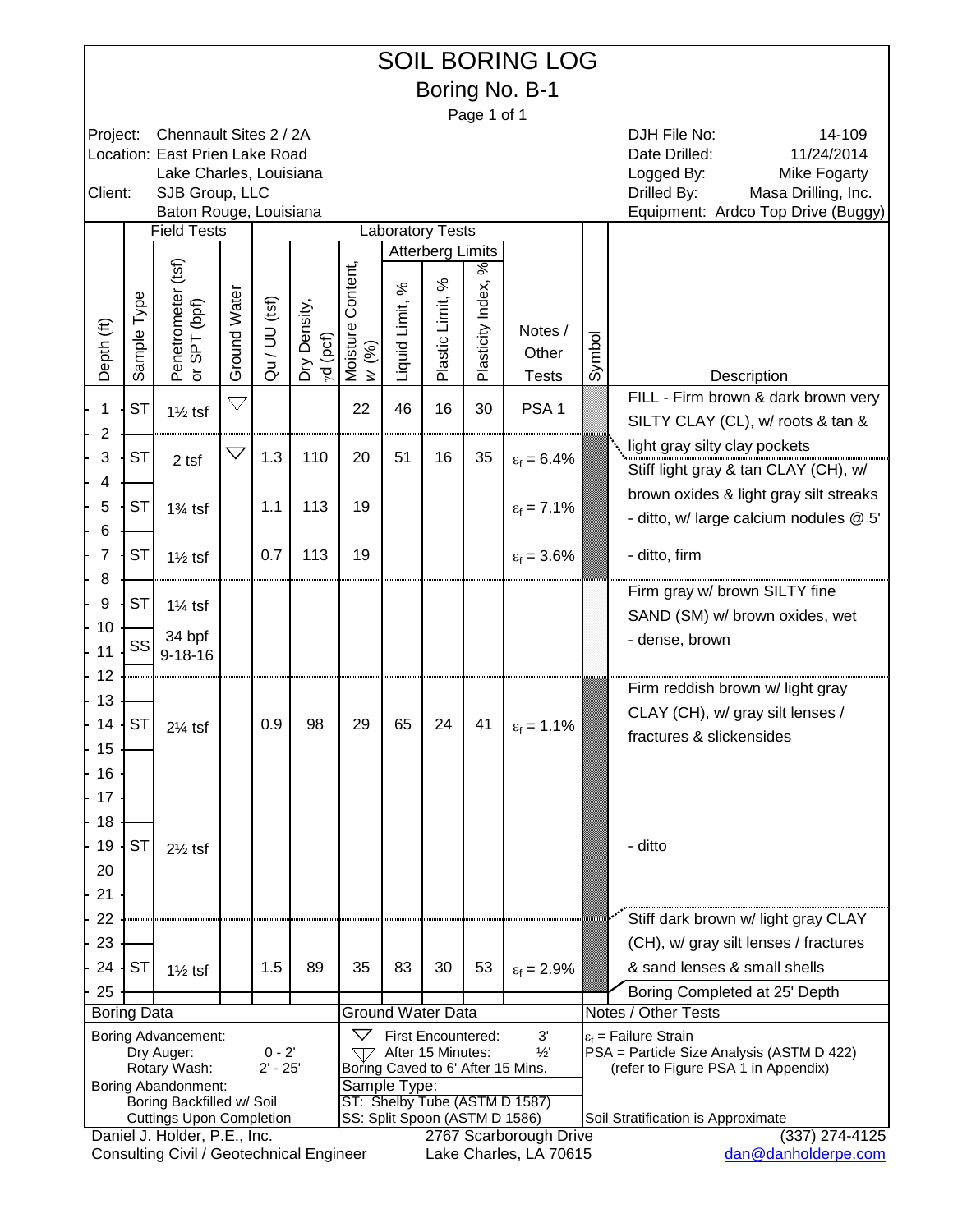# SOIL BORING LOG

## Boring No. B-1

Project: Chennault Sites 2 / 2A
Location: East Prien Lake Road
Lake Charles, Louisiana
Client: SJB Group, LLC
Baton Rouge, Louisiana

DJH File No: 14-109
Date Drilled: 11/24/2014
Logged By: Mike Fogarty
Drilled By: Masa Drilling, Inc.
Equipment: Ardco Top Drive (Buggy)

| Depth (ft) | Sample Type | Penetrometer (tsf) or SPT (bpf) | Ground Water | Qu / UU (tsf) | Dry Density, $\gamma d$ (pcf) | Moisture Content, $w$ (%) | Liquid Limit, % | Plastic Limit, % | Plasticity Index, % | Notes / Other Tests | Description |
|---|---|---|---|---|---|---|---|---|---|---|---|
| 1 | ST | 1½ tsf | ▽ (After 15 Minutes) | | | 22 | 46 | 16 | 30 | PSA 1 | FILL - Firm brown & dark brown very SILTY CLAY (CL), w/ roots & tan & light gray silty clay pockets |
| 3 | ST | 2 tsf | ▽ (First Encountered) | 1.3 | 110 | 20 | 51 | 16 | 35 | $\varepsilon_f$ = 6.4% | Stiff light gray & tan CLAY (CH), w/ brown oxides & light gray silt streaks |
| 5 | ST | 1¾ tsf | | 1.1 | 113 | 19 | | | | $\varepsilon_f$ = 7.1% | - ditto, w/ large calcium nodules @ 5' |
| 7 | ST | 1½ tsf | | 0.7 | 113 | 19 | | | | $\varepsilon_f$ = 3.6% | - ditto, firm |
| 9 | ST | 1¼ tsf | | | | | | | | | Firm gray w/ brown SILTY fine SAND (SM) w/ brown oxides, wet |
| 10–11 | SS | 34 bpf 9-18-16 | | | | | | | | | - dense, brown |
| 14 | ST | 2¼ tsf | | 0.9 | 98 | 29 | 65 | 24 | 41 | $\varepsilon_f$ = 1.1% | Firm reddish brown w/ light gray CLAY (CH), w/ gray silt lenses / fractures & slickensides |
| 19 | ST | 2½ tsf | | | | | | | | | - ditto |
| 24 | ST | 1½ tsf | | 1.5 | 89 | 35 | 83 | 30 | 53 | $\varepsilon_f$ = 2.9% | Stiff dark brown w/ light gray CLAY (CH), w/ gray silt lenses / fractures & sand lenses & small shells |
| 25 | | | | | | | | | | | Boring Completed at 25' Depth |

**Boring Data**

Boring Advancement:
- Dry Auger: 0 - 2'
- Rotary Wash: 2' - 25'

Boring Abandonment:
- Boring Backfilled w/ Soil Cuttings Upon Completion

**Ground Water Data**

- ▽ First Encountered: 3'
- ▽ After 15 Minutes: ½'
- Boring Caved to 6' After 15 Mins.

Sample Type:
- ST: Shelby Tube (ASTM D 1587)
- SS: Split Spoon (ASTM D 1586)

**Notes / Other Tests**

- $\varepsilon_f$ = Failure Strain
- PSA = Particle Size Analysis (ASTM D 422) (refer to Figure PSA 1 in Appendix)

Soil Stratification is Approximate

Daniel J. Holder, P.E., Inc.
Consulting Civil / Geotechnical Engineer
2767 Scarborough Drive
Lake Charles, LA 70615
(337) 274-4125
dan@danholderpe.com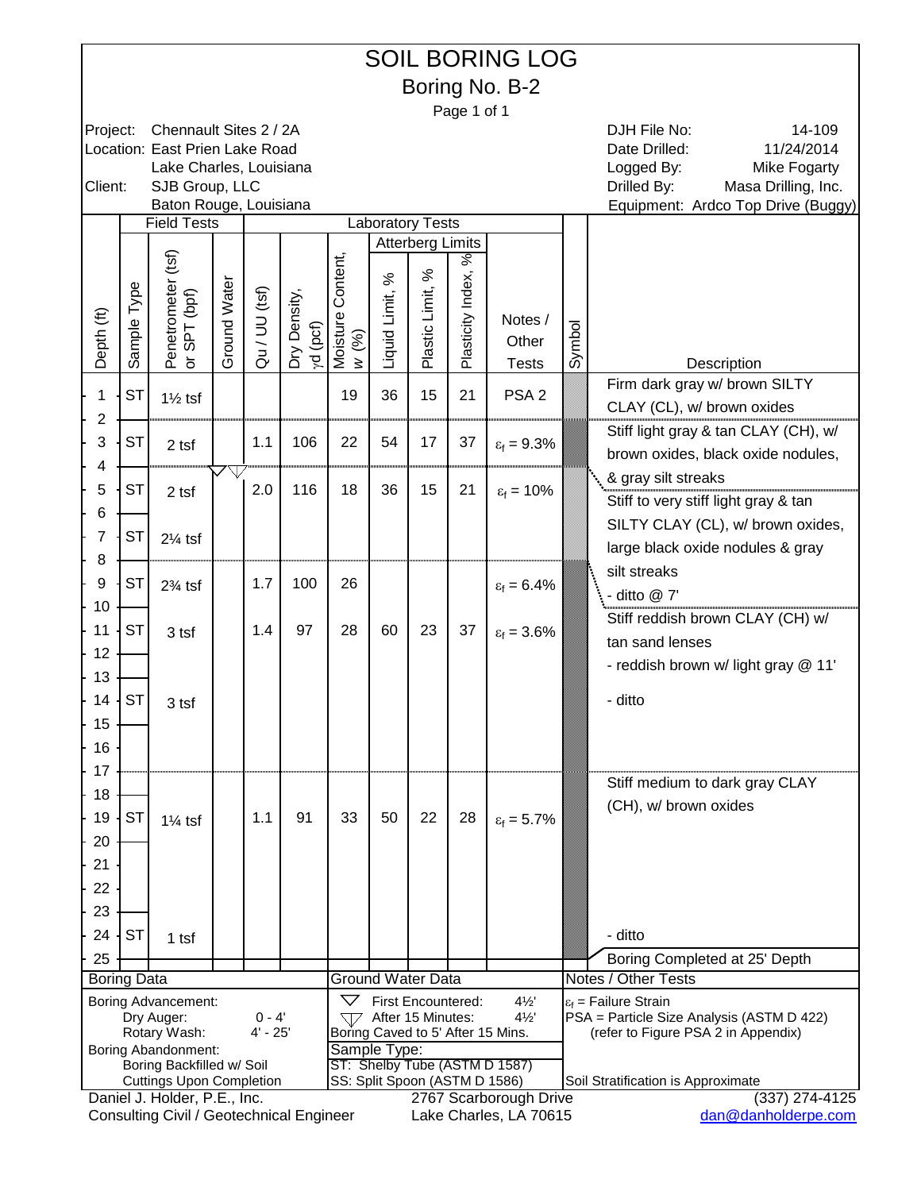# SOIL BORING LOG

## Boring No. B-2

Page 1 of 1

| | | | |
|---|---|---|---|
| Project: | Chennault Sites 2 / 2A | DJH File No: | 14-109 |
| Location: | East Prien Lake Road | Date Drilled: | 11/24/2014 |
| | Lake Charles, Louisiana | Logged By: | Mike Fogarty |
| Client: | SJB Group, LLC | Drilled By: | Masa Drilling, Inc. |
| | Baton Rouge, Louisiana | Equipment: | Ardco Top Drive (Buggy) |

| | Field Tests | | | Laboratory Tests | | | | | | | | | |
|---|---|---|---|---|---|---|---|---|---|---|---|---|---|
| | | | | | | | Atterberg Limits | | | | | | |
| Depth (ft) | Sample Type | Penetrometer (tsf) or SPT (bpf) | Ground Water | Qu / UU (tsf) | Dry Density, $\gamma d$ (pcf) | Moisture Content, $w$ (%) | Liquid Limit, % | Plastic Limit, % | Plasticity Index, % | Notes / Other Tests | Symbol | Description |
| 1 | ST | 1½ tsf | | | | 19 | 36 | 15 | 21 | PSA 2 | | Firm dark gray w/ brown SILTY CLAY (CL), w/ brown oxides |
| 3 | ST | 2 tsf | | 1.1 | 106 | 22 | 54 | 17 | 37 | $\varepsilon_f$ = 9.3% | | Stiff light gray & tan CLAY (CH), w/ brown oxides, black oxide nodules, & gray silt streaks |
| 4½ | | | ▽ ▽ | | | | | | | | | |
| 5 | ST | 2 tsf | | 2.0 | 116 | 18 | 36 | 15 | 21 | $\varepsilon_f$ = 10% | | Stiff to very stiff light gray & tan SILTY CLAY (CL), w/ brown oxides, large black oxide nodules & gray silt streaks |
| 7 | ST | 2¼ tsf | | | | | | | | | | - ditto @ 7' |
| 9 | ST | 2¾ tsf | | 1.7 | 100 | 26 | | | | $\varepsilon_f$ = 6.4% | | Stiff reddish brown CLAY (CH) w/ tan sand lenses |
| 11 | ST | 3 tsf | | 1.4 | 97 | 28 | 60 | 23 | 37 | $\varepsilon_f$ = 3.6% | | - reddish brown w/ light gray @ 11' |
| 14 | ST | 3 tsf | | | | | | | | | | - ditto |
| 19 | ST | 1¼ tsf | | 1.1 | 91 | 33 | 50 | 22 | 28 | $\varepsilon_f$ = 5.7% | | Stiff medium to dark gray CLAY (CH), w/ brown oxides |
| 24 | ST | 1 tsf | | | | | | | | | | - ditto |
| 25 | | | | | | | | | | | | Boring Completed at 25' Depth |

**Boring Data**

Boring Advancement:
- Dry Auger: 0 - 4'
- Rotary Wash: 4' - 25'

Boring Abandonment:
- Boring Backfilled w/ Soil Cuttings Upon Completion

**Ground Water Data**

- ▽ First Encountered: 4½'
- ▽ After 15 Minutes: 4½'

Boring Caved to 5' After 15 Mins.

Sample Type:
- ST: Shelby Tube (ASTM D 1587)
- SS: Split Spoon (ASTM D 1586)

**Notes / Other Tests**

$\varepsilon_f$ = Failure Strain

PSA = Particle Size Analysis (ASTM D 422) (refer to Figure PSA 2 in Appendix)

Soil Stratification is Approximate

Daniel J. Holder, P.E., Inc.
Consulting Civil / Geotechnical Engineer

2767 Scarborough Drive
Lake Charles, LA 70615

(337) 274-4125
dan@danholderpe.com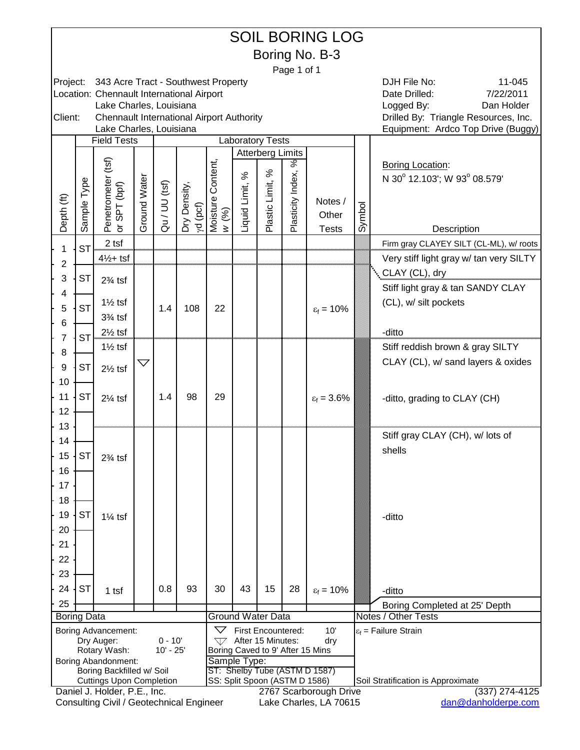# SOIL BORING LOG

## Boring No. B-3

Page 1 of 1

| | | | |
|---|---|---|---|
| Project: | 343 Acre Tract - Southwest Property | DJH File No: | 11-045 |
| Location: | Chennault International Airport | Date Drilled: | 7/22/2011 |
| | Lake Charles, Louisiana | Logged By: | Dan Holder |
| Client: | Chennault International Airport Authority | Drilled By: | Triangle Resources, Inc. |
| | Lake Charles, Louisiana | Equipment: | Ardco Top Drive (Buggy) |

**Boring Location:** N 30° 12.103'; W 93° 08.579'

| Depth (ft) | Sample Type | Penetrometer (tsf) or SPT (bpf) | Ground Water | Qu / UU (tsf) | Dry Density, $\gamma d$ (pcf) | Moisture Content, $w$ (%) | Liquid Limit, % | Plastic Limit, % | Plasticity Index, % | Notes / Other Tests | Description |
|---|---|---|---|---|---|---|---|---|---|---|---|
| 1 | ST | 2 tsf | | | | | | | | | Firm gray CLAYEY SILT (CL-ML), w/ roots |
| 2 | | 4½+ tsf | | | | | | | | | Very stiff light gray w/ tan very SILTY CLAY (CL), dry |
| 3 | ST | 2¾ tsf | | | | | | | | | Stiff light gray & tan SANDY CLAY (CL), w/ silt pockets |
| 5 | ST | 1½ tsf / 3¾ tsf | | 1.4 | 108 | 22 | | | | $\varepsilon_f$ = 10% | |
| 7 | ST | 2½ tsf | | | | | | | | | -ditto |
| 8 | | 1½ tsf | | | | | | | | | Stiff reddish brown & gray SILTY CLAY (CL), w/ sand layers & oxides |
| 9 | ST | 2½ tsf | ▽ | | | | | | | | |
| 11 | ST | 2¼ tsf | | 1.4 | 98 | 29 | | | | $\varepsilon_f$ = 3.6% | -ditto, grading to CLAY (CH) |
| 13 | | | | | | | | | | | Stiff gray CLAY (CH), w/ lots of shells |
| 15 | ST | 2¾ tsf | | | | | | | | | |
| 19 | ST | 1¼ tsf | | | | | | | | | -ditto |
| 24 | ST | 1 tsf | | 0.8 | 93 | 30 | 43 | 15 | 28 | $\varepsilon_f$ = 10% | -ditto |
| 25 | | | | | | | | | | | Boring Completed at 25' Depth |

**Boring Data**

Boring Advancement:
- Dry Auger: 0 - 10'
- Rotary Wash: 10' - 25'

Boring Abandonment:
- Boring Backfilled w/ Soil Cuttings Upon Completion

**Ground Water Data**

- ▽ First Encountered: 10'
- ▽ After 15 Minutes: dry
- Boring Caved to 9' After 15 Mins

Sample Type:
- ST: Shelby Tube (ASTM D 1587)
- SS: Split Spoon (ASTM D 1586)

**Notes / Other Tests**

$\varepsilon_f$ = Failure Strain

Soil Stratification is Approximate

Daniel J. Holder, P.E., Inc. — Consulting Civil / Geotechnical Engineer — 2767 Scarborough Drive, Lake Charles, LA 70615 — (337) 274-4125 — dan@danholderpe.com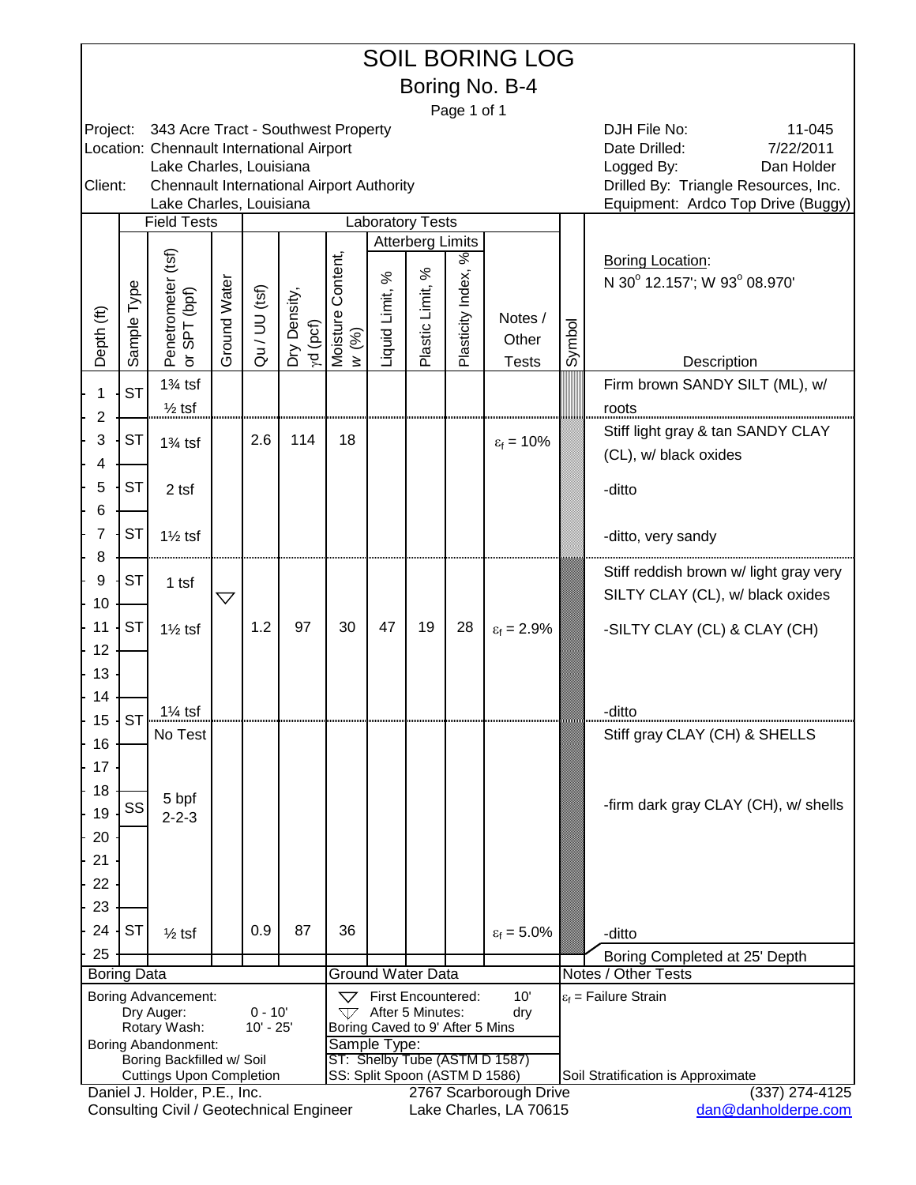# SOIL BORING LOG

## Boring No. B-4

Page 1 of 1

Project: 343 Acre Tract - Southwest Property
Location: Chennault International Airport
Lake Charles, Louisiana
Client: Chennault International Airport Authority
Lake Charles, Louisiana

DJH File No: 11-045
Date Drilled: 7/22/2011
Logged By: Dan Holder
Drilled By: Triangle Resources, Inc.
Equipment: Ardco Top Drive (Buggy)

Boring Location: N 30° 12.157'; W 93° 08.970'

| Depth (ft) | Sample Type | Penetrometer (tsf) or SPT (bpf) | Ground Water | Qu / UU (tsf) | Dry Density, γd (pcf) | Moisture Content, w (%) | Liquid Limit, % | Plastic Limit, % | Plasticity Index, % | Notes / Other Tests | Description |
|---|---|---|---|---|---|---|---|---|---|---|---|
| 1 | ST | 1¾ tsf | | | | | | | | | Firm brown SANDY SILT (ML), w/ |
| 2 | | ½ tsf | | | | | | | | | roots |
| 3 | ST | 1¾ tsf | | 2.6 | 114 | 18 | | | | $\varepsilon_f$ = 10% | Stiff light gray & tan SANDY CLAY (CL), w/ black oxides |
| 4 | | | | | | | | | | | |
| 5 | ST | 2 tsf | | | | | | | | | -ditto |
| 6 | | | | | | | | | | | |
| 7 | ST | 1½ tsf | | | | | | | | | -ditto, very sandy |
| 8 | | | | | | | | | | | |
| 9 | ST | 1 tsf | | | | | | | | | Stiff reddish brown w/ light gray very SILTY CLAY (CL), w/ black oxides |
| 10 | | | ▽ | | | | | | | | |
| 11 | ST | 1½ tsf | | 1.2 | 97 | 30 | 47 | 19 | 28 | $\varepsilon_f$ = 2.9% | -SILTY CLAY (CL) & CLAY (CH) |
| 12 | | | | | | | | | | | |
| 13 | | | | | | | | | | | |
| 14 | | | | | | | | | | | |
| 15 | ST | 1¼ tsf | | | | | | | | | -ditto |
| 16 | | No Test | | | | | | | | | Stiff gray CLAY (CH) & SHELLS |
| 17 | | | | | | | | | | | |
| 18 | | | | | | | | | | | |
| 19 | SS | 5 bpf 2-2-3 | | | | | | | | | -firm dark gray CLAY (CH), w/ shells |
| 20 | | | | | | | | | | | |
| 21 | | | | | | | | | | | |
| 22 | | | | | | | | | | | |
| 23 | | | | | | | | | | | |
| 24 | ST | ½ tsf | | 0.9 | 87 | 36 | | | | $\varepsilon_f$ = 5.0% | -ditto |
| 25 | | | | | | | | | | | Boring Completed at 25' Depth |

**Boring Data**

Boring Advancement:
- Dry Auger: 0 - 10'
- Rotary Wash: 10' - 25'

Boring Abandonment:
- Boring Backfilled w/ Soil Cuttings Upon Completion

**Ground Water Data**

- ▽ First Encountered: 10'
- ▽ After 5 Minutes: dry
- Boring Caved to 9' After 5 Mins

Sample Type:
- ST: Shelby Tube (ASTM D 1587)
- SS: Split Spoon (ASTM D 1586)

**Notes / Other Tests**

$\varepsilon_f$ = Failure Strain

Soil Stratification is Approximate

Daniel J. Holder, P.E., Inc.
Consulting Civil / Geotechnical Engineer
2767 Scarborough Drive
Lake Charles, LA 70615
(337) 274-4125
dan@danholderpe.com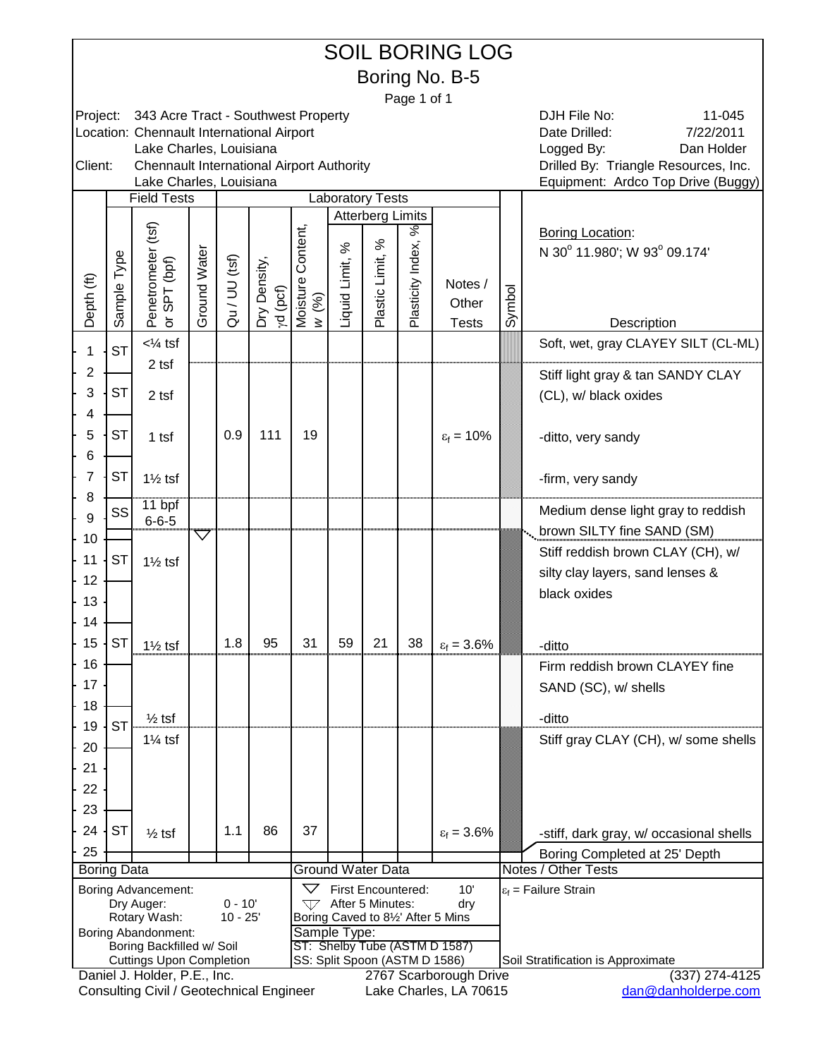# SOIL BORING LOG

## Boring No. B-5

Project: 343 Acre Tract - Southwest Property
Location: Chennault International Airport
Lake Charles, Louisiana
Client: Chennault International Airport Authority
Lake Charles, Louisiana

DJH File No: 11-045
Date Drilled: 7/22/2011
Logged By: Dan Holder
Drilled By: Triangle Resources, Inc.
Equipment: Ardco Top Drive (Buggy)

Boring Location: N 30° 11.980'; W 93° 09.174'

| Depth (ft) | Sample Type | Penetrometer (tsf) or SPT (bpf) | Ground Water | Qu / UU (tsf) | Dry Density, γd (pcf) | Moisture Content, w (%) | Liquid Limit, % | Plastic Limit, % | Plasticity Index, % | Notes / Other Tests | Description |
|---|---|---|---|---|---|---|---|---|---|---|---|
| 1 | ST | <¼ tsf | | | | | | | | | Soft, wet, gray CLAYEY SILT (CL-ML) |
| 2 | | 2 tsf | | | | | | | | | Stiff light gray & tan SANDY CLAY (CL), w/ black oxides |
| 3 | ST | 2 tsf | | | | | | | | | |
| 5 | ST | 1 tsf | | 0.9 | 111 | 19 | | | | $\varepsilon_f$ = 10% | -ditto, very sandy |
| 7 | ST | 1½ tsf | | | | | | | | | -firm, very sandy |
| 8–9 | SS | 11 bpf 6-6-5 | | | | | | | | | Medium dense light gray to reddish brown SILTY fine SAND (SM) |
| 10 | | | ▽ | | | | | | | | Stiff reddish brown CLAY (CH), w/ silty clay layers, sand lenses & black oxides |
| 11 | ST | 1½ tsf | | | | | | | | | |
| 15 | ST | 1½ tsf | | 1.8 | 95 | 31 | 59 | 21 | 38 | $\varepsilon_f$ = 3.6% | -ditto |
| 16 | | | | | | | | | | | Firm reddish brown CLAYEY fine SAND (SC), w/ shells |
| 19 | ST | ½ tsf | | | | | | | | | -ditto |
| 19.5 | | 1¼ tsf | | | | | | | | | Stiff gray CLAY (CH), w/ some shells |
| 24 | ST | ½ tsf | | 1.1 | 86 | 37 | | | | $\varepsilon_f$ = 3.6% | -stiff, dark gray, w/ occasional shells |
| 25 | | | | | | | | | | | Boring Completed at 25' Depth |

**Boring Data**

Boring Advancement:
- Dry Auger: 0 - 10'
- Rotary Wash: 10 - 25'

Boring Abandonment:
- Boring Backfilled w/ Soil Cuttings Upon Completion

**Ground Water Data**

- ▽ First Encountered: 10'
- ▽ After 5 Minutes: dry

Boring Caved to 8½' After 5 Mins

Sample Type:
- ST: Shelby Tube (ASTM D 1587)
- SS: Split Spoon (ASTM D 1586)

**Notes / Other Tests**

$\varepsilon_f$ = Failure Strain

Soil Stratification is Approximate

Daniel J. Holder, P.E., Inc.
Consulting Civil / Geotechnical Engineer
2767 Scarborough Drive
Lake Charles, LA 70615
(337) 274-4125
dan@danholderpe.com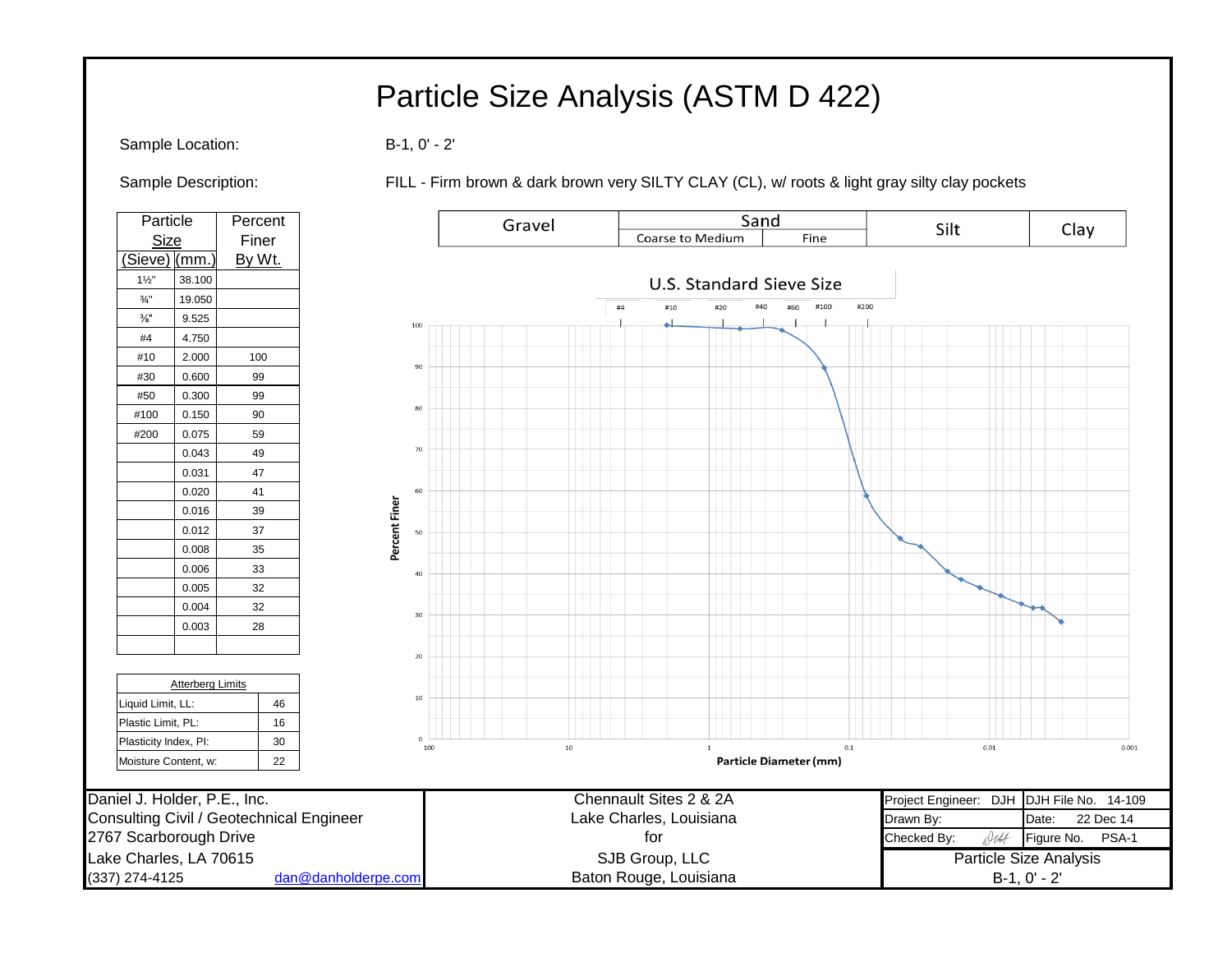# Particle Size Analysis (ASTM D 422)

Sample Location: B-1, 0' - 2'

Sample Description: FILL - Firm brown & dark brown very SILTY CLAY (CL), w/ roots & light gray silty clay pockets

| Particle Size (Sieve) | Particle Size (mm.) | Percent Finer By Wt. |
|---|---|---|
| 1½" | 38.100 | |
| ¾" | 19.050 | |
| ⅜" | 9.525 | |
| #4 | 4.750 | |
| #10 | 2.000 | 100 |
| #30 | 0.600 | 99 |
| #50 | 0.300 | 99 |
| #100 | 0.150 | 90 |
| #200 | 0.075 | 59 |
| | 0.043 | 49 |
| | 0.031 | 47 |
| | 0.020 | 41 |
| | 0.016 | 39 |
| | 0.012 | 37 |
| | 0.008 | 35 |
| | 0.006 | 33 |
| | 0.005 | 32 |
| | 0.004 | 32 |
| | 0.003 | 28 |

| Atterberg Limits | |
|---|---|
| Liquid Limit, LL: | 46 |
| Plastic Limit, PL: | 16 |
| Plasticity Index, PI: | 30 |
| Moisture Content, w: | 22 |

Gravel | Sand (Coarse to Medium, Fine) | Silt | Clay

U.S. Standard Sieve Size: #4, #10, #20, #40, #60, #100, #200

Percent Finer vs. Particle Diameter (mm)

| Daniel J. Holder, P.E., Inc. | Chennault Sites 2 & 2A | Project Engineer: DJH | DJH File No. 14-109 |
|---|---|---|---|
| Consulting Civil / Geotechnical Engineer | Lake Charles, Louisiana | Drawn By: | Date: 22 Dec 14 |
| 2767 Scarborough Drive | for | Checked By: | Figure No. PSA-1 |
| Lake Charles, LA 70615 | SJB Group, LLC | Particle Size Analysis | |
| (337) 274-4125 dan@danholderpe.com | Baton Rouge, Louisiana | B-1, 0' - 2' | |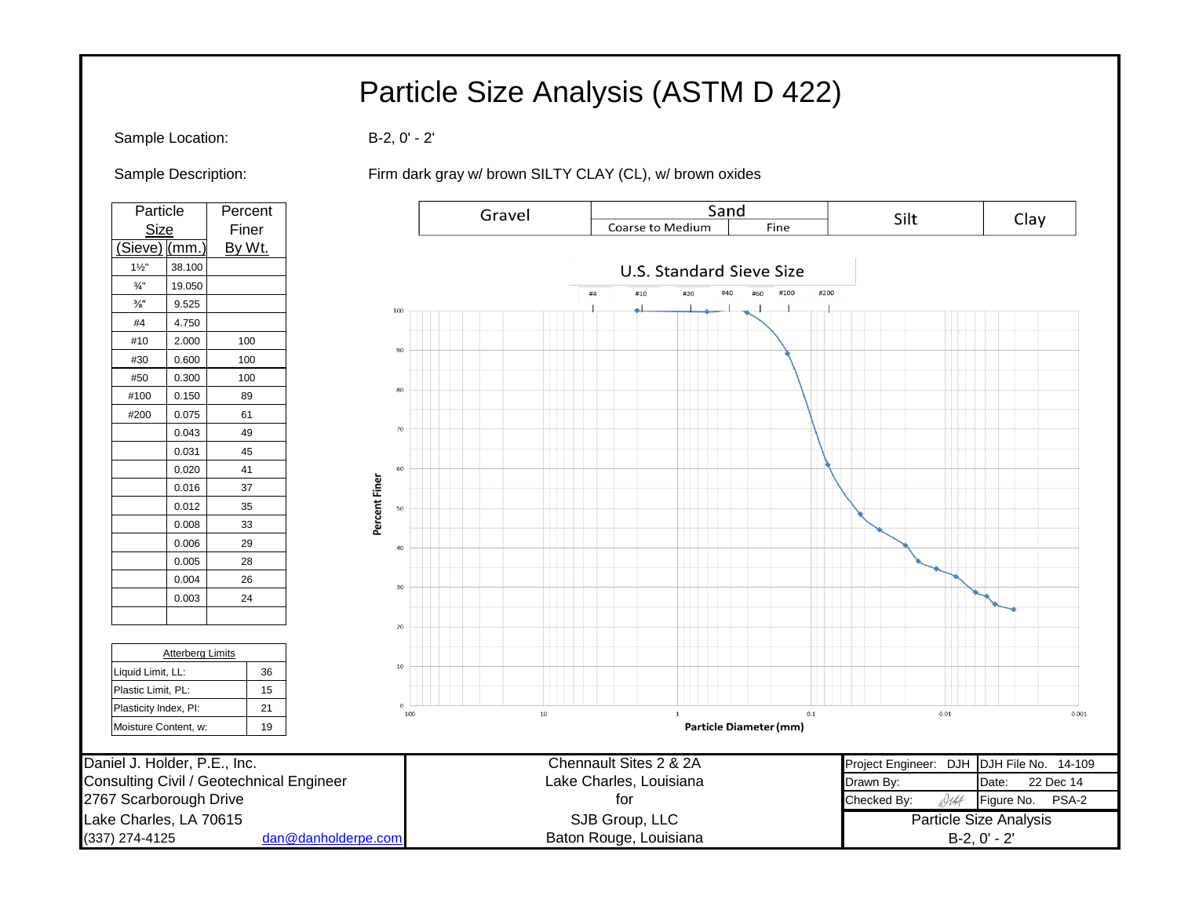# Particle Size Analysis (ASTM D 422)

Sample Location: B-2, 0' - 2'

Sample Description: Firm dark gray w/ brown SILTY CLAY (CL), w/ brown oxides

| Particle Size (Sieve) | (mm.) | Percent Finer By Wt. |
|---|---|---|
| 1½" | 38.100 | |
| ¾" | 19.050 | |
| ⅜" | 9.525 | |
| #4 | 4.750 | |
| #10 | 2.000 | 100 |
| #30 | 0.600 | 100 |
| #50 | 0.300 | 100 |
| #100 | 0.150 | 89 |
| #200 | 0.075 | 61 |
| | 0.043 | 49 |
| | 0.031 | 45 |
| | 0.020 | 41 |
| | 0.016 | 37 |
| | 0.012 | 35 |
| | 0.008 | 33 |
| | 0.006 | 29 |
| | 0.005 | 28 |
| | 0.004 | 26 |
| | 0.003 | 24 |

| Atterberg Limits | |
|---|---|
| Liquid Limit, LL: | 36 |
| Plastic Limit, PL: | 15 |
| Plasticity Index, PI: | 21 |
| Moisture Content, w: | 19 |

| Gravel | Sand: Coarse to Medium | Sand: Fine | Silt | Clay |
|---|---|---|---|---|

U.S. Standard Sieve Size: #4, #10, #20, #40, #60, #100, #200

Percent Finer (0–100) vs. Particle Diameter (mm) (100 – 0.001)

Daniel J. Holder, P.E., Inc.
Consulting Civil / Geotechnical Engineer
2767 Scarborough Drive
Lake Charles, LA 70615
(337) 274-4125 dan@danholderpe.com

Chennault Sites 2 & 2A
Lake Charles, Louisiana
for
SJB Group, LLC
Baton Rouge, Louisiana

| Project Engineer: DJH | DJH File No. 14-109 |
|---|---|
| Drawn By: | Date: 22 Dec 14 |
| Checked By: DJH | Figure No. PSA-2 |

Particle Size Analysis
B-2, 0' - 2'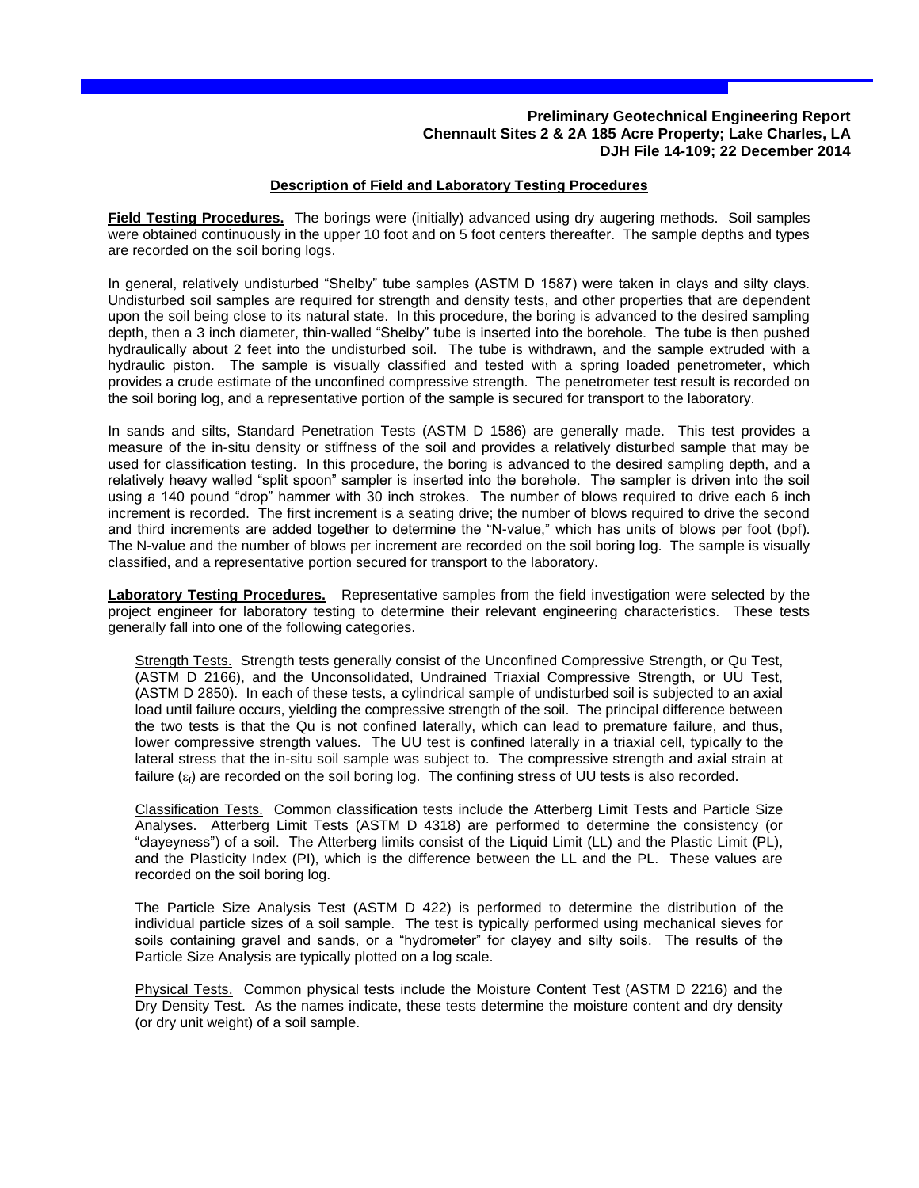## Description of Field and Laboratory Testing Procedures

**Field Testing Procedures.** The borings were (initially) advanced using dry augering methods. Soil samples were obtained continuously in the upper 10 foot and on 5 foot centers thereafter. The sample depths and types are recorded on the soil boring logs.

In general, relatively undisturbed "Shelby" tube samples (ASTM D 1587) were taken in clays and silty clays. Undisturbed soil samples are required for strength and density tests, and other properties that are dependent upon the soil being close to its natural state. In this procedure, the boring is advanced to the desired sampling depth, then a 3 inch diameter, thin-walled "Shelby" tube is inserted into the borehole. The tube is then pushed hydraulically about 2 feet into the undisturbed soil. The tube is withdrawn, and the sample extruded with a hydraulic piston. The sample is visually classified and tested with a spring loaded penetrometer, which provides a crude estimate of the unconfined compressive strength. The penetrometer test result is recorded on the soil boring log, and a representative portion of the sample is secured for transport to the laboratory.

In sands and silts, Standard Penetration Tests (ASTM D 1586) are generally made. This test provides a measure of the in-situ density or stiffness of the soil and provides a relatively disturbed sample that may be used for classification testing. In this procedure, the boring is advanced to the desired sampling depth, and a relatively heavy walled "split spoon" sampler is inserted into the borehole. The sampler is driven into the soil using a 140 pound "drop" hammer with 30 inch strokes. The number of blows required to drive each 6 inch increment is recorded. The first increment is a seating drive; the number of blows required to drive the second and third increments are added together to determine the "N-value," which has units of blows per foot (bpf). The N-value and the number of blows per increment are recorded on the soil boring log. The sample is visually classified, and a representative portion secured for transport to the laboratory.

**Laboratory Testing Procedures.** Representative samples from the field investigation were selected by the project engineer for laboratory testing to determine their relevant engineering characteristics. These tests generally fall into one of the following categories.

Strength Tests. Strength tests generally consist of the Unconfined Compressive Strength, or Qu Test, (ASTM D 2166), and the Unconsolidated, Undrained Triaxial Compressive Strength, or UU Test, (ASTM D 2850). In each of these tests, a cylindrical sample of undisturbed soil is subjected to an axial load until failure occurs, yielding the compressive strength of the soil. The principal difference between the two tests is that the Qu is not confined laterally, which can lead to premature failure, and thus, lower compressive strength values. The UU test is confined laterally in a triaxial cell, typically to the lateral stress that the in-situ soil sample was subject to. The compressive strength and axial strain at failure ($\varepsilon_f$) are recorded on the soil boring log. The confining stress of UU tests is also recorded.

Classification Tests. Common classification tests include the Atterberg Limit Tests and Particle Size Analyses. Atterberg Limit Tests (ASTM D 4318) are performed to determine the consistency (or "clayeyness") of a soil. The Atterberg limits consist of the Liquid Limit (LL) and the Plastic Limit (PL), and the Plasticity Index (PI), which is the difference between the LL and the PL. These values are recorded on the soil boring log.

The Particle Size Analysis Test (ASTM D 422) is performed to determine the distribution of the individual particle sizes of a soil sample. The test is typically performed using mechanical sieves for soils containing gravel and sands, or a "hydrometer" for clayey and silty soils. The results of the Particle Size Analysis are typically plotted on a log scale.

Physical Tests. Common physical tests include the Moisture Content Test (ASTM D 2216) and the Dry Density Test. As the names indicate, these tests determine the moisture content and dry density (or dry unit weight) of a soil sample.